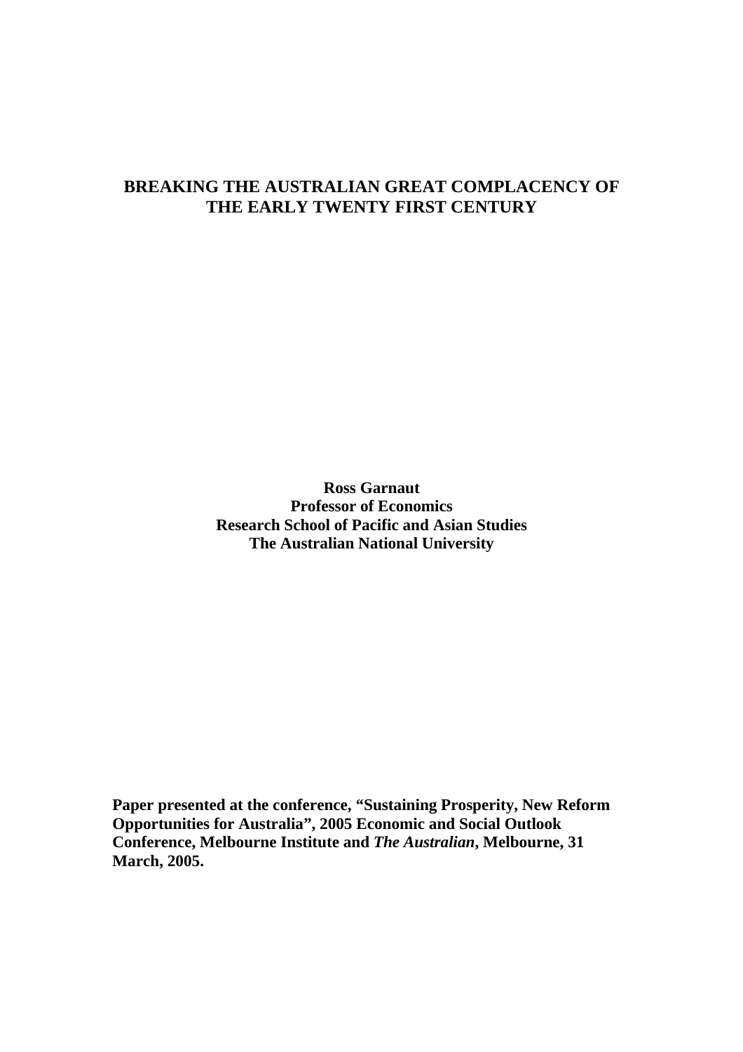# BREAKING THE AUSTRALIAN GREAT COMPLACENCY OF THE EARLY TWENTY FIRST CENTURY

**Ross Garnaut**
**Professor of Economics**
**Research School of Pacific and Asian Studies**
**The Australian National University**

**Paper presented at the conference, "Sustaining Prosperity, New Reform Opportunities for Australia", 2005 Economic and Social Outlook Conference, Melbourne Institute and *The Australian*, Melbourne, 31 March, 2005.**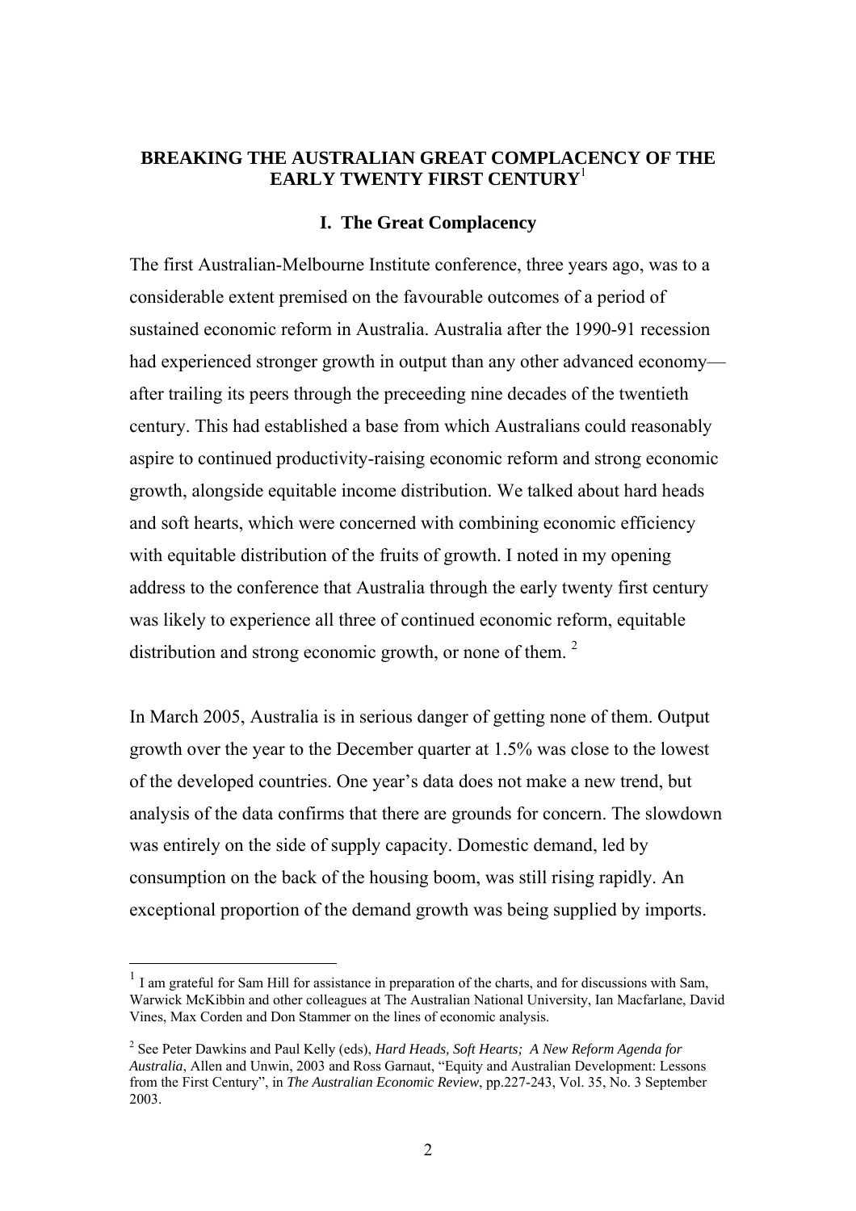# BREAKING THE AUSTRALIAN GREAT COMPLACENCY OF THE EARLY TWENTY FIRST CENTURY[1]

## I. The Great Complacency

The first Australian-Melbourne Institute conference, three years ago, was to a considerable extent premised on the favourable outcomes of a period of sustained economic reform in Australia. Australia after the 1990-91 recession had experienced stronger growth in output than any other advanced economy—after trailing its peers through the preceeding nine decades of the twentieth century. This had established a base from which Australians could reasonably aspire to continued productivity-raising economic reform and strong economic growth, alongside equitable income distribution. We talked about hard heads and soft hearts, which were concerned with combining economic efficiency with equitable distribution of the fruits of growth. I noted in my opening address to the conference that Australia through the early twenty first century was likely to experience all three of continued economic reform, equitable distribution and strong economic growth, or none of them. [2]

In March 2005, Australia is in serious danger of getting none of them. Output growth over the year to the December quarter at 1.5% was close to the lowest of the developed countries. One year's data does not make a new trend, but analysis of the data confirms that there are grounds for concern. The slowdown was entirely on the side of supply capacity. Domestic demand, led by consumption on the back of the housing boom, was still rising rapidly. An exceptional proportion of the demand growth was being supplied by imports.

---

[1] I am grateful for Sam Hill for assistance in preparation of the charts, and for discussions with Sam, Warwick McKibbin and other colleagues at The Australian National University, Ian Macfarlane, David Vines, Max Corden and Don Stammer on the lines of economic analysis.

[2] See Peter Dawkins and Paul Kelly (eds), *Hard Heads, Soft Hearts; A New Reform Agenda for Australia*, Allen and Unwin, 2003 and Ross Garnaut, "Equity and Australian Development: Lessons from the First Century", in *The Australian Economic Review*, pp.227-243, Vol. 35, No. 3 September 2003.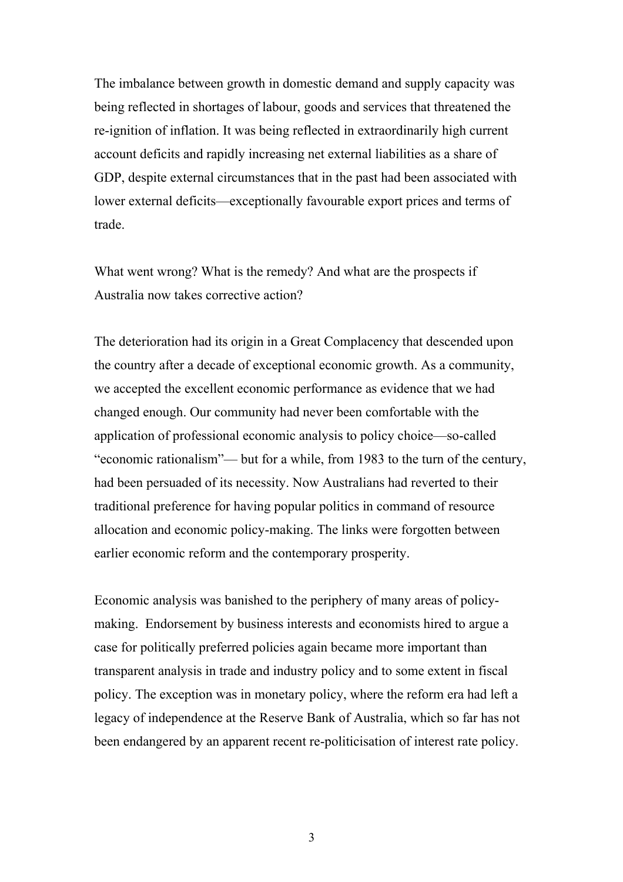The imbalance between growth in domestic demand and supply capacity was being reflected in shortages of labour, goods and services that threatened the re-ignition of inflation. It was being reflected in extraordinarily high current account deficits and rapidly increasing net external liabilities as a share of GDP, despite external circumstances that in the past had been associated with lower external deficits—exceptionally favourable export prices and terms of trade.

What went wrong? What is the remedy? And what are the prospects if Australia now takes corrective action?

The deterioration had its origin in a Great Complacency that descended upon the country after a decade of exceptional economic growth. As a community, we accepted the excellent economic performance as evidence that we had changed enough. Our community had never been comfortable with the application of professional economic analysis to policy choice—so-called "economic rationalism"— but for a while, from 1983 to the turn of the century, had been persuaded of its necessity. Now Australians had reverted to their traditional preference for having popular politics in command of resource allocation and economic policy-making. The links were forgotten between earlier economic reform and the contemporary prosperity.

Economic analysis was banished to the periphery of many areas of policy-making. Endorsement by business interests and economists hired to argue a case for politically preferred policies again became more important than transparent analysis in trade and industry policy and to some extent in fiscal policy. The exception was in monetary policy, where the reform era had left a legacy of independence at the Reserve Bank of Australia, which so far has not been endangered by an apparent recent re-politicisation of interest rate policy.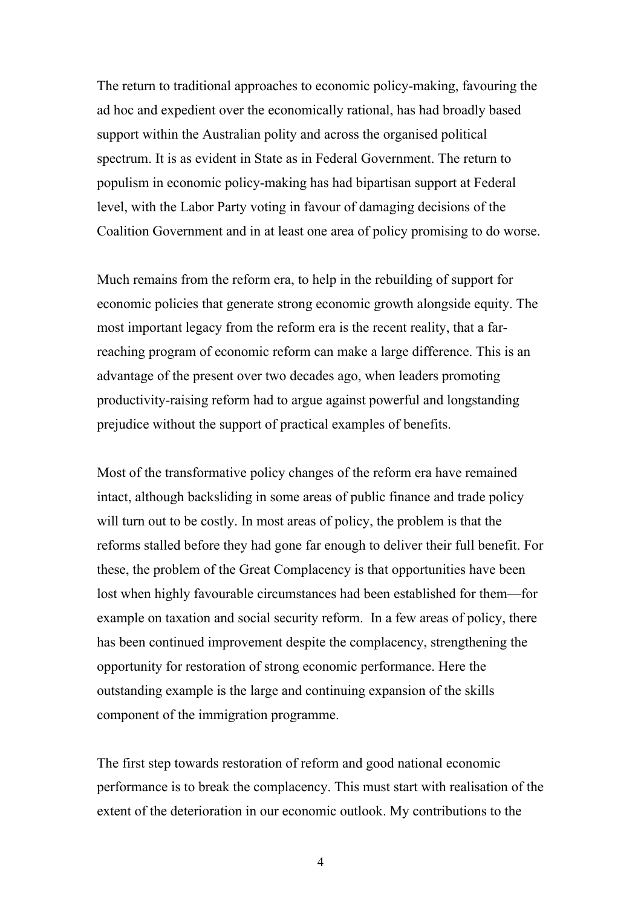The return to traditional approaches to economic policy-making, favouring the ad hoc and expedient over the economically rational, has had broadly based support within the Australian polity and across the organised political spectrum. It is as evident in State as in Federal Government. The return to populism in economic policy-making has had bipartisan support at Federal level, with the Labor Party voting in favour of damaging decisions of the Coalition Government and in at least one area of policy promising to do worse.

Much remains from the reform era, to help in the rebuilding of support for economic policies that generate strong economic growth alongside equity. The most important legacy from the reform era is the recent reality, that a far-reaching program of economic reform can make a large difference. This is an advantage of the present over two decades ago, when leaders promoting productivity-raising reform had to argue against powerful and longstanding prejudice without the support of practical examples of benefits.

Most of the transformative policy changes of the reform era have remained intact, although backsliding in some areas of public finance and trade policy will turn out to be costly. In most areas of policy, the problem is that the reforms stalled before they had gone far enough to deliver their full benefit. For these, the problem of the Great Complacency is that opportunities have been lost when highly favourable circumstances had been established for them—for example on taxation and social security reform. In a few areas of policy, there has been continued improvement despite the complacency, strengthening the opportunity for restoration of strong economic performance. Here the outstanding example is the large and continuing expansion of the skills component of the immigration programme.

The first step towards restoration of reform and good national economic performance is to break the complacency. This must start with realisation of the extent of the deterioration in our economic outlook. My contributions to the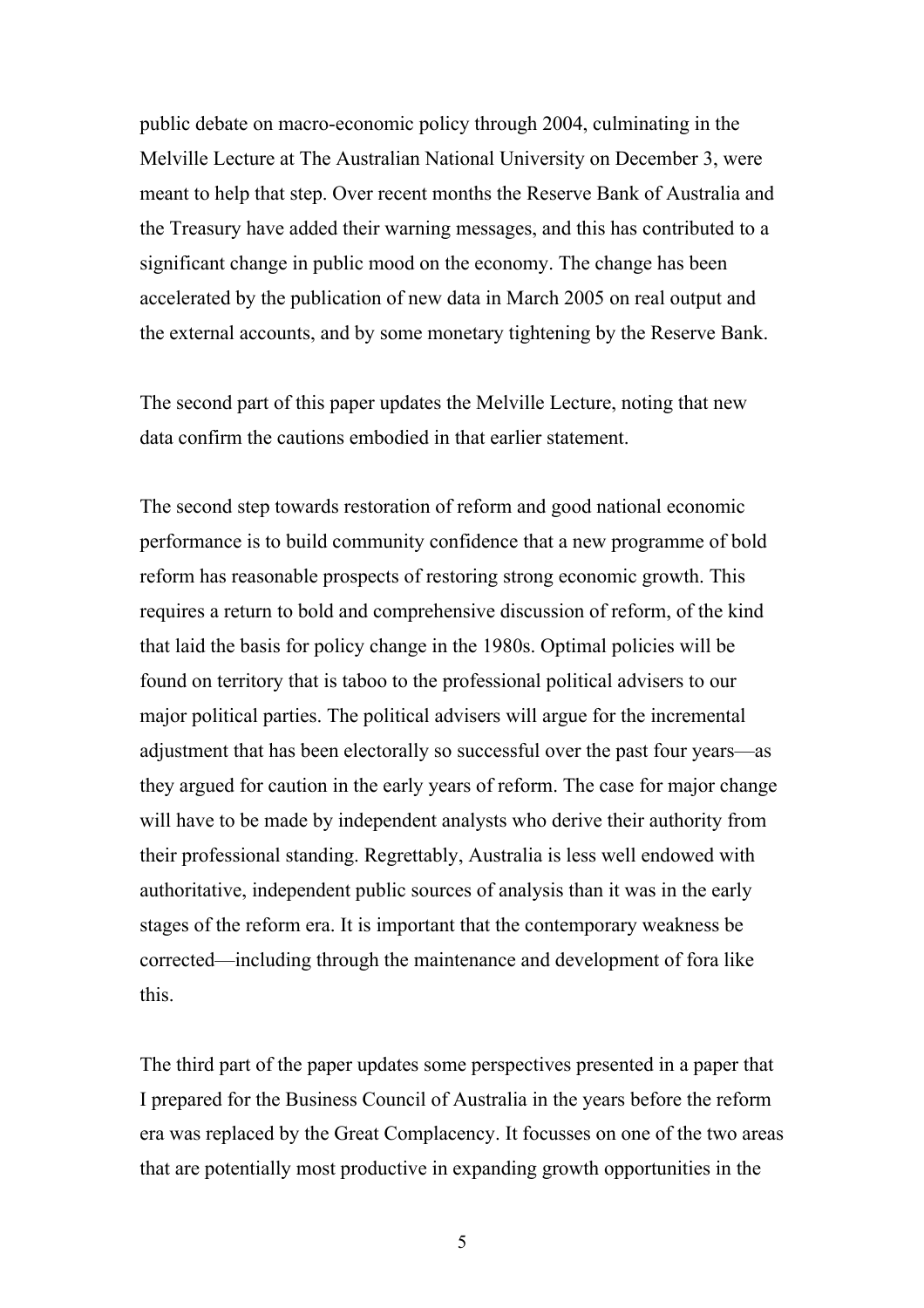public debate on macro-economic policy through 2004, culminating in the Melville Lecture at The Australian National University on December 3, were meant to help that step. Over recent months the Reserve Bank of Australia and the Treasury have added their warning messages, and this has contributed to a significant change in public mood on the economy. The change has been accelerated by the publication of new data in March 2005 on real output and the external accounts, and by some monetary tightening by the Reserve Bank.

The second part of this paper updates the Melville Lecture, noting that new data confirm the cautions embodied in that earlier statement.

The second step towards restoration of reform and good national economic performance is to build community confidence that a new programme of bold reform has reasonable prospects of restoring strong economic growth. This requires a return to bold and comprehensive discussion of reform, of the kind that laid the basis for policy change in the 1980s. Optimal policies will be found on territory that is taboo to the professional political advisers to our major political parties. The political advisers will argue for the incremental adjustment that has been electorally so successful over the past four years—as they argued for caution in the early years of reform. The case for major change will have to be made by independent analysts who derive their authority from their professional standing. Regrettably, Australia is less well endowed with authoritative, independent public sources of analysis than it was in the early stages of the reform era. It is important that the contemporary weakness be corrected—including through the maintenance and development of fora like this.

The third part of the paper updates some perspectives presented in a paper that I prepared for the Business Council of Australia in the years before the reform era was replaced by the Great Complacency. It focusses on one of the two areas that are potentially most productive in expanding growth opportunities in the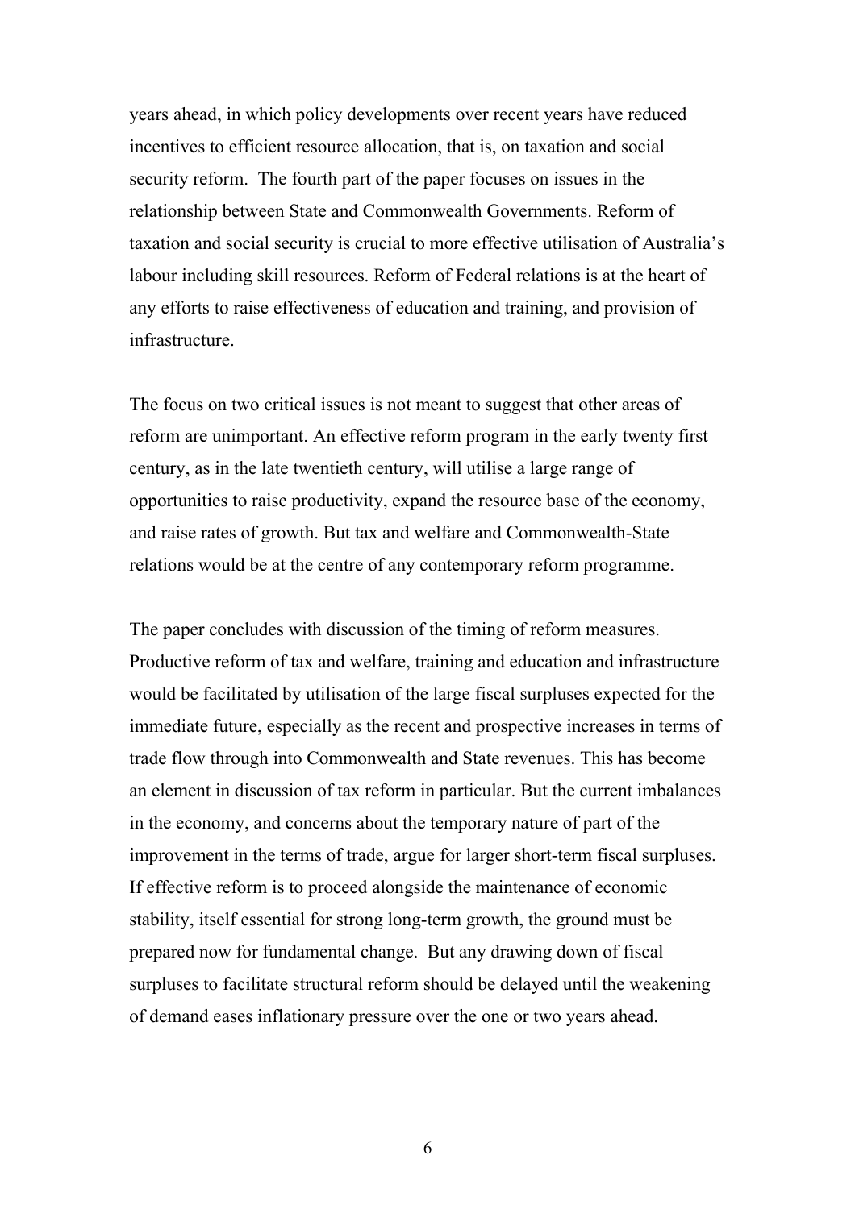years ahead, in which policy developments over recent years have reduced incentives to efficient resource allocation, that is, on taxation and social security reform. The fourth part of the paper focuses on issues in the relationship between State and Commonwealth Governments. Reform of taxation and social security is crucial to more effective utilisation of Australia's labour including skill resources. Reform of Federal relations is at the heart of any efforts to raise effectiveness of education and training, and provision of infrastructure.

The focus on two critical issues is not meant to suggest that other areas of reform are unimportant. An effective reform program in the early twenty first century, as in the late twentieth century, will utilise a large range of opportunities to raise productivity, expand the resource base of the economy, and raise rates of growth. But tax and welfare and Commonwealth-State relations would be at the centre of any contemporary reform programme.

The paper concludes with discussion of the timing of reform measures. Productive reform of tax and welfare, training and education and infrastructure would be facilitated by utilisation of the large fiscal surpluses expected for the immediate future, especially as the recent and prospective increases in terms of trade flow through into Commonwealth and State revenues. This has become an element in discussion of tax reform in particular. But the current imbalances in the economy, and concerns about the temporary nature of part of the improvement in the terms of trade, argue for larger short-term fiscal surpluses. If effective reform is to proceed alongside the maintenance of economic stability, itself essential for strong long-term growth, the ground must be prepared now for fundamental change. But any drawing down of fiscal surpluses to facilitate structural reform should be delayed until the weakening of demand eases inflationary pressure over the one or two years ahead.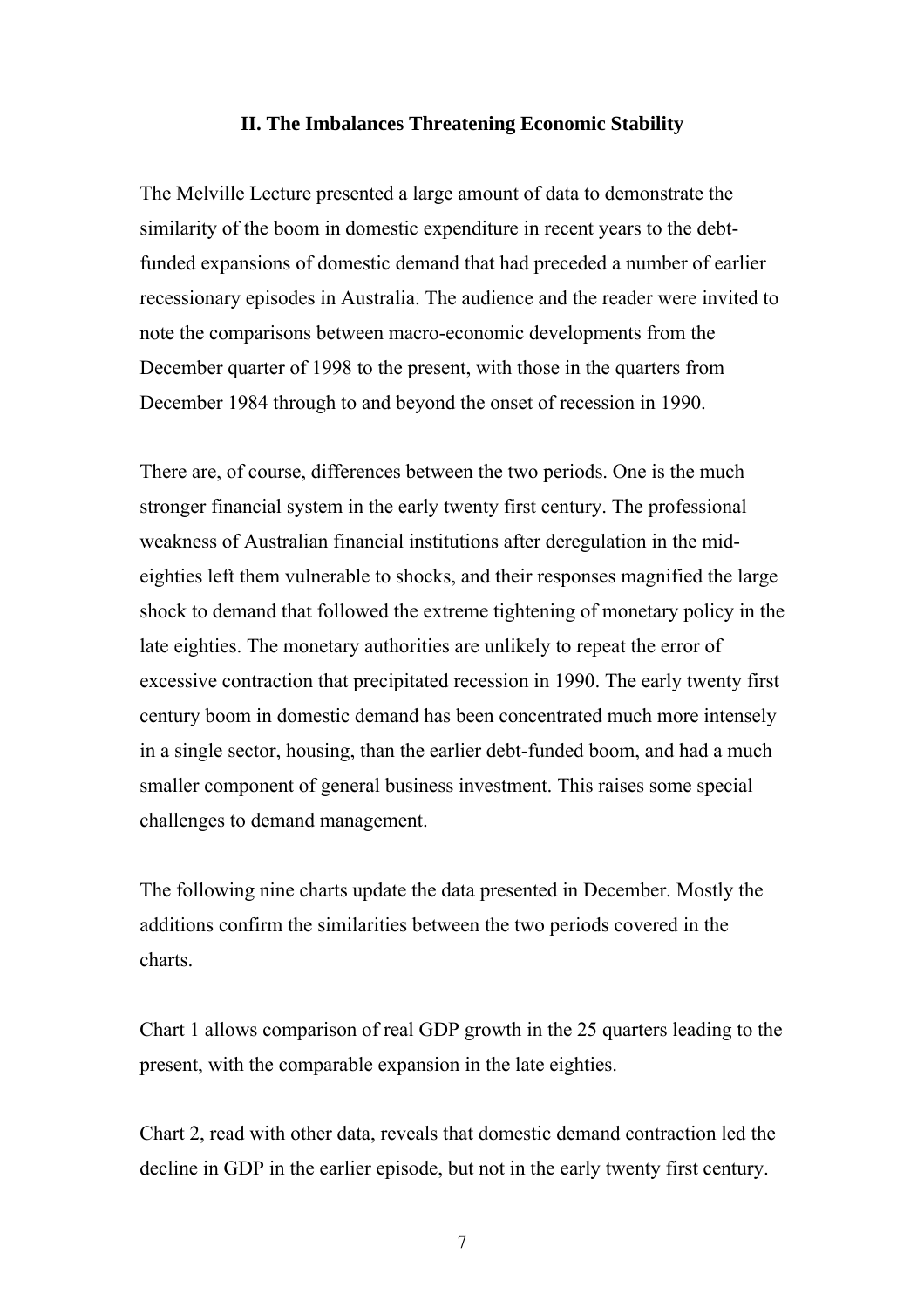## II. The Imbalances Threatening Economic Stability

The Melville Lecture presented a large amount of data to demonstrate the similarity of the boom in domestic expenditure in recent years to the debt-funded expansions of domestic demand that had preceded a number of earlier recessionary episodes in Australia. The audience and the reader were invited to note the comparisons between macro-economic developments from the December quarter of 1998 to the present, with those in the quarters from December 1984 through to and beyond the onset of recession in 1990.

There are, of course, differences between the two periods. One is the much stronger financial system in the early twenty first century. The professional weakness of Australian financial institutions after deregulation in the mid-eighties left them vulnerable to shocks, and their responses magnified the large shock to demand that followed the extreme tightening of monetary policy in the late eighties. The monetary authorities are unlikely to repeat the error of excessive contraction that precipitated recession in 1990. The early twenty first century boom in domestic demand has been concentrated much more intensely in a single sector, housing, than the earlier debt-funded boom, and had a much smaller component of general business investment. This raises some special challenges to demand management.

The following nine charts update the data presented in December. Mostly the additions confirm the similarities between the two periods covered in the charts.

Chart 1 allows comparison of real GDP growth in the 25 quarters leading to the present, with the comparable expansion in the late eighties.

Chart 2, read with other data, reveals that domestic demand contraction led the decline in GDP in the earlier episode, but not in the early twenty first century.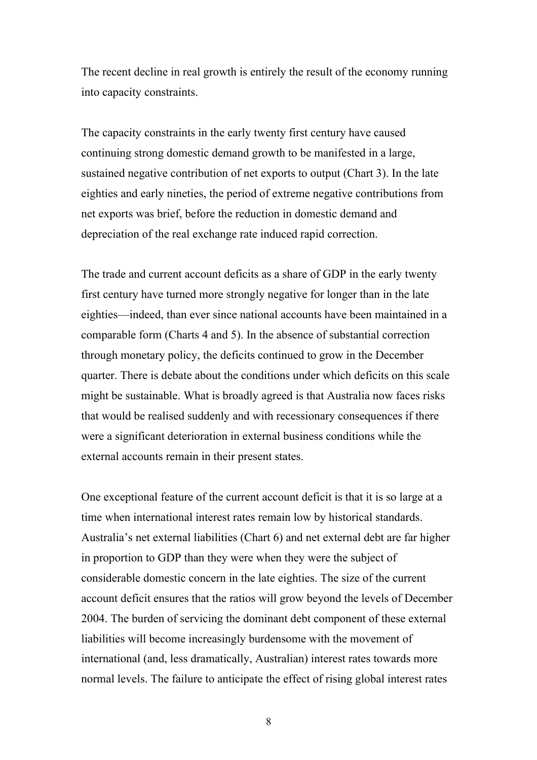The recent decline in real growth is entirely the result of the economy running into capacity constraints.

The capacity constraints in the early twenty first century have caused continuing strong domestic demand growth to be manifested in a large, sustained negative contribution of net exports to output (Chart 3). In the late eighties and early nineties, the period of extreme negative contributions from net exports was brief, before the reduction in domestic demand and depreciation of the real exchange rate induced rapid correction.

The trade and current account deficits as a share of GDP in the early twenty first century have turned more strongly negative for longer than in the late eighties—indeed, than ever since national accounts have been maintained in a comparable form (Charts 4 and 5). In the absence of substantial correction through monetary policy, the deficits continued to grow in the December quarter. There is debate about the conditions under which deficits on this scale might be sustainable. What is broadly agreed is that Australia now faces risks that would be realised suddenly and with recessionary consequences if there were a significant deterioration in external business conditions while the external accounts remain in their present states.

One exceptional feature of the current account deficit is that it is so large at a time when international interest rates remain low by historical standards. Australia's net external liabilities (Chart 6) and net external debt are far higher in proportion to GDP than they were when they were the subject of considerable domestic concern in the late eighties. The size of the current account deficit ensures that the ratios will grow beyond the levels of December 2004. The burden of servicing the dominant debt component of these external liabilities will become increasingly burdensome with the movement of international (and, less dramatically, Australian) interest rates towards more normal levels. The failure to anticipate the effect of rising global interest rates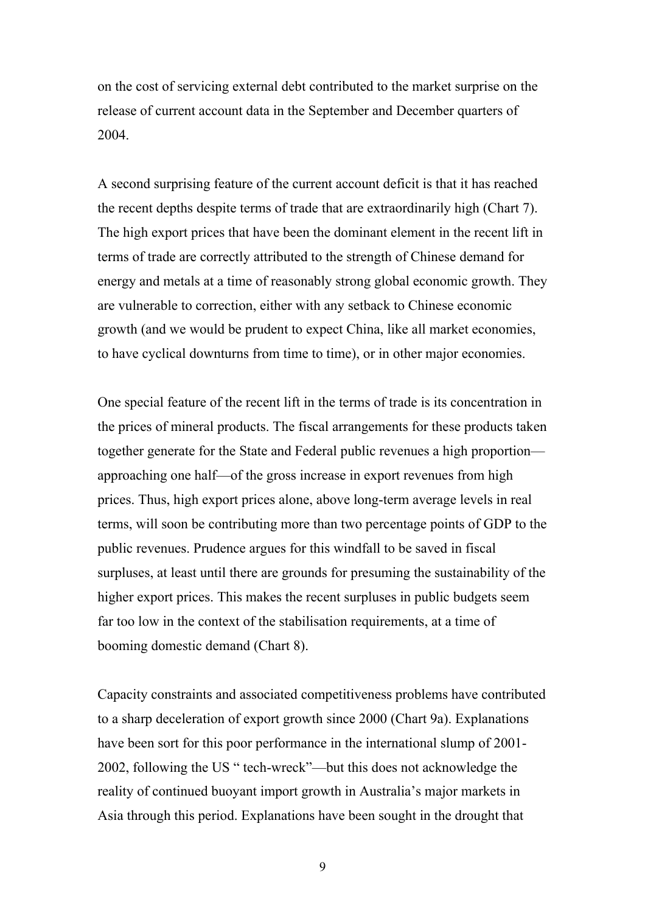on the cost of servicing external debt contributed to the market surprise on the release of current account data in the September and December quarters of 2004.

A second surprising feature of the current account deficit is that it has reached the recent depths despite terms of trade that are extraordinarily high (Chart 7). The high export prices that have been the dominant element in the recent lift in terms of trade are correctly attributed to the strength of Chinese demand for energy and metals at a time of reasonably strong global economic growth. They are vulnerable to correction, either with any setback to Chinese economic growth (and we would be prudent to expect China, like all market economies, to have cyclical downturns from time to time), or in other major economies.

One special feature of the recent lift in the terms of trade is its concentration in the prices of mineral products. The fiscal arrangements for these products taken together generate for the State and Federal public revenues a high proportion—approaching one half—of the gross increase in export revenues from high prices. Thus, high export prices alone, above long-term average levels in real terms, will soon be contributing more than two percentage points of GDP to the public revenues. Prudence argues for this windfall to be saved in fiscal surpluses, at least until there are grounds for presuming the sustainability of the higher export prices. This makes the recent surpluses in public budgets seem far too low in the context of the stabilisation requirements, at a time of booming domestic demand (Chart 8).

Capacity constraints and associated competitiveness problems have contributed to a sharp deceleration of export growth since 2000 (Chart 9a). Explanations have been sort for this poor performance in the international slump of 2001-2002, following the US " tech-wreck"—but this does not acknowledge the reality of continued buoyant import growth in Australia's major markets in Asia through this period. Explanations have been sought in the drought that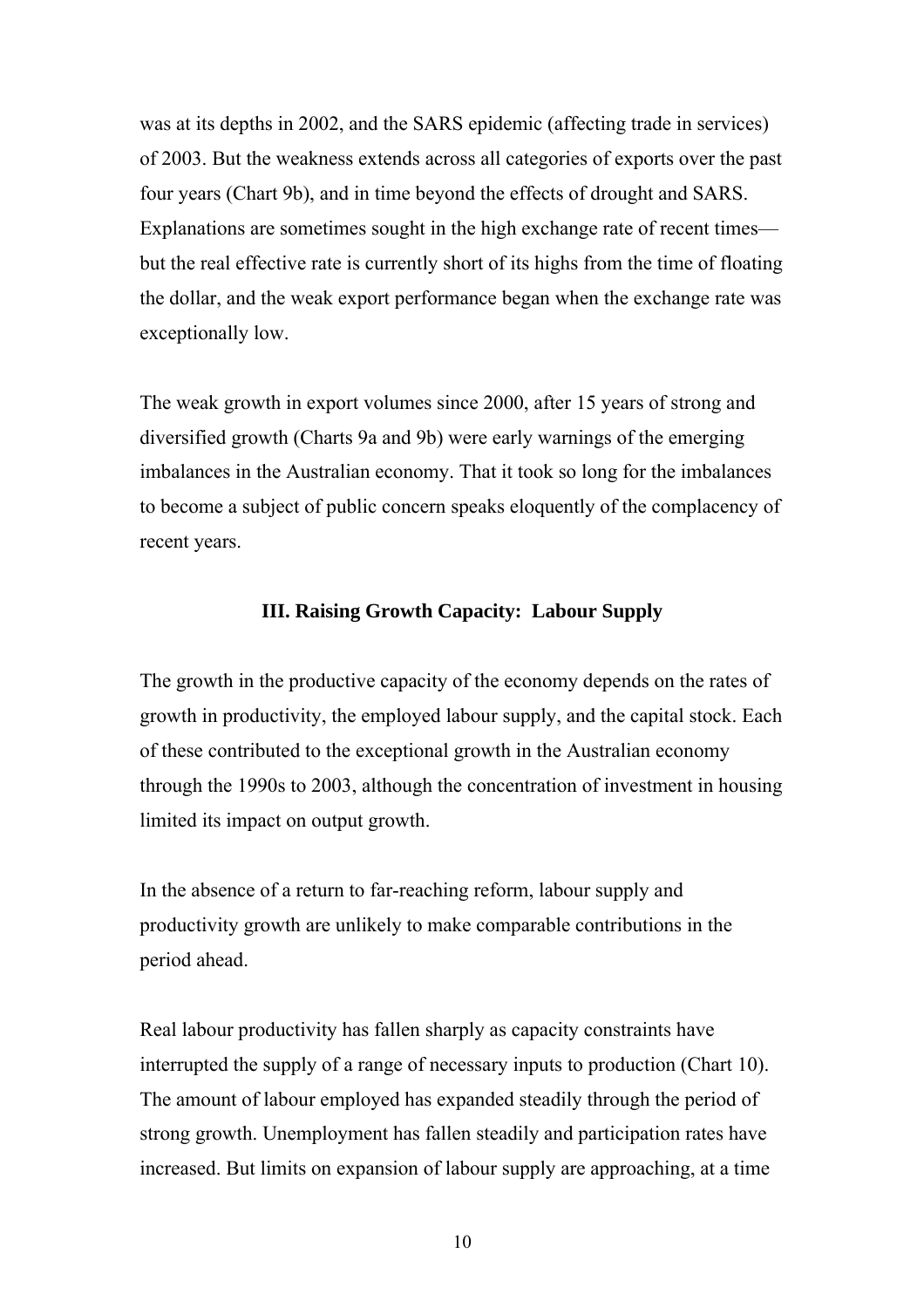was at its depths in 2002, and the SARS epidemic (affecting trade in services) of 2003. But the weakness extends across all categories of exports over the past four years (Chart 9b), and in time beyond the effects of drought and SARS. Explanations are sometimes sought in the high exchange rate of recent times—but the real effective rate is currently short of its highs from the time of floating the dollar, and the weak export performance began when the exchange rate was exceptionally low.

The weak growth in export volumes since 2000, after 15 years of strong and diversified growth (Charts 9a and 9b) were early warnings of the emerging imbalances in the Australian economy. That it took so long for the imbalances to become a subject of public concern speaks eloquently of the complacency of recent years.

## III. Raising Growth Capacity: Labour Supply

The growth in the productive capacity of the economy depends on the rates of growth in productivity, the employed labour supply, and the capital stock. Each of these contributed to the exceptional growth in the Australian economy through the 1990s to 2003, although the concentration of investment in housing limited its impact on output growth.

In the absence of a return to far-reaching reform, labour supply and productivity growth are unlikely to make comparable contributions in the period ahead.

Real labour productivity has fallen sharply as capacity constraints have interrupted the supply of a range of necessary inputs to production (Chart 10). The amount of labour employed has expanded steadily through the period of strong growth. Unemployment has fallen steadily and participation rates have increased. But limits on expansion of labour supply are approaching, at a time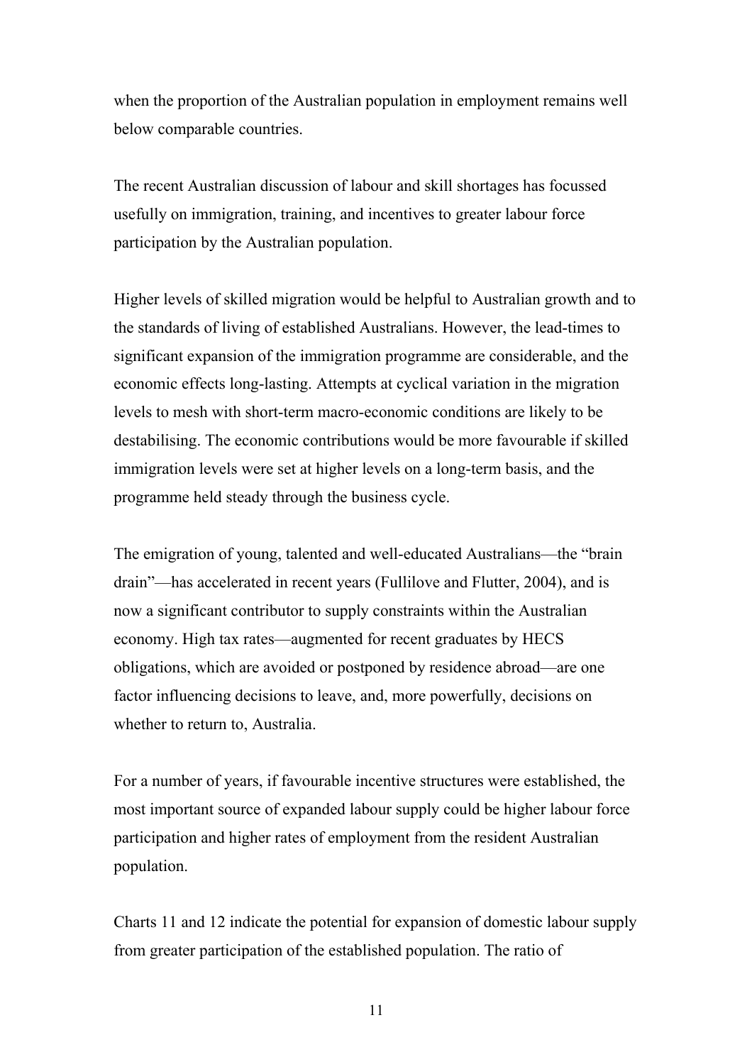when the proportion of the Australian population in employment remains well below comparable countries.

The recent Australian discussion of labour and skill shortages has focussed usefully on immigration, training, and incentives to greater labour force participation by the Australian population.

Higher levels of skilled migration would be helpful to Australian growth and to the standards of living of established Australians. However, the lead-times to significant expansion of the immigration programme are considerable, and the economic effects long-lasting. Attempts at cyclical variation in the migration levels to mesh with short-term macro-economic conditions are likely to be destabilising. The economic contributions would be more favourable if skilled immigration levels were set at higher levels on a long-term basis, and the programme held steady through the business cycle.

The emigration of young, talented and well-educated Australians—the "brain drain"—has accelerated in recent years (Fullilove and Flutter, 2004), and is now a significant contributor to supply constraints within the Australian economy. High tax rates—augmented for recent graduates by HECS obligations, which are avoided or postponed by residence abroad—are one factor influencing decisions to leave, and, more powerfully, decisions on whether to return to, Australia.

For a number of years, if favourable incentive structures were established, the most important source of expanded labour supply could be higher labour force participation and higher rates of employment from the resident Australian population.

Charts 11 and 12 indicate the potential for expansion of domestic labour supply from greater participation of the established population. The ratio of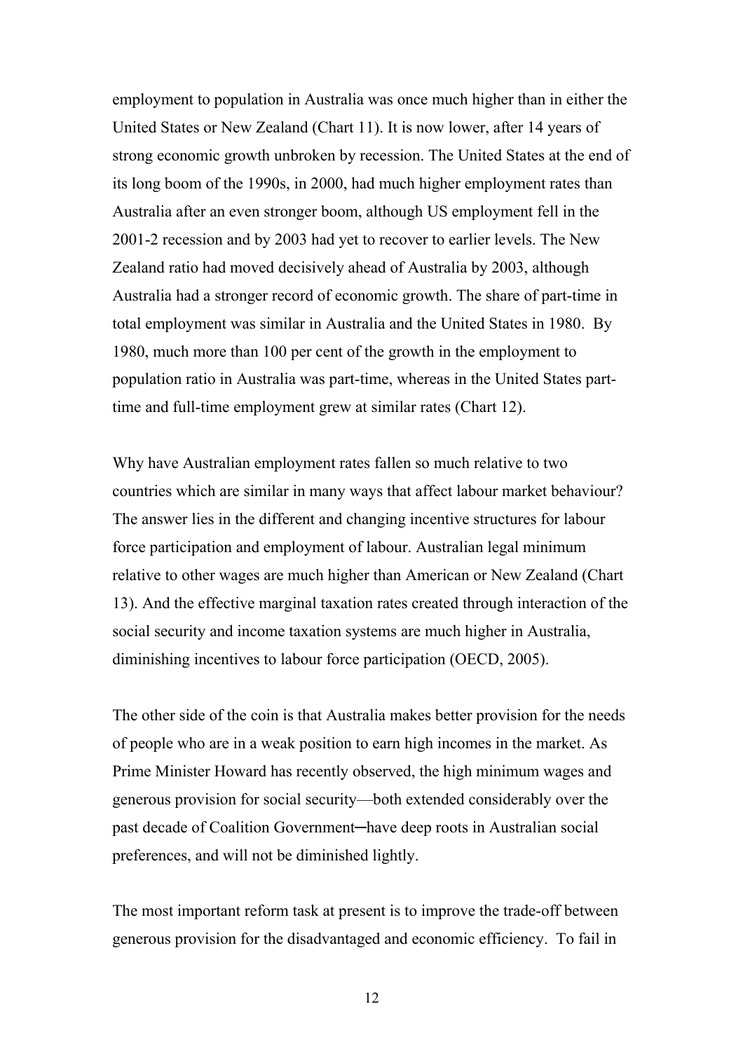employment to population in Australia was once much higher than in either the United States or New Zealand (Chart 11). It is now lower, after 14 years of strong economic growth unbroken by recession. The United States at the end of its long boom of the 1990s, in 2000, had much higher employment rates than Australia after an even stronger boom, although US employment fell in the 2001-2 recession and by 2003 had yet to recover to earlier levels. The New Zealand ratio had moved decisively ahead of Australia by 2003, although Australia had a stronger record of economic growth. The share of part-time in total employment was similar in Australia and the United States in 1980.  By 1980, much more than 100 per cent of the growth in the employment to population ratio in Australia was part-time, whereas in the United States part-time and full-time employment grew at similar rates (Chart 12).

Why have Australian employment rates fallen so much relative to two countries which are similar in many ways that affect labour market behaviour? The answer lies in the different and changing incentive structures for labour force participation and employment of labour. Australian legal minimum relative to other wages are much higher than American or New Zealand (Chart 13). And the effective marginal taxation rates created through interaction of the social security and income taxation systems are much higher in Australia, diminishing incentives to labour force participation (OECD, 2005).

The other side of the coin is that Australia makes better provision for the needs of people who are in a weak position to earn high incomes in the market. As Prime Minister Howard has recently observed, the high minimum wages and generous provision for social security—both extended considerably over the past decade of Coalition Government—have deep roots in Australian social preferences, and will not be diminished lightly.

The most important reform task at present is to improve the trade-off between generous provision for the disadvantaged and economic efficiency.  To fail in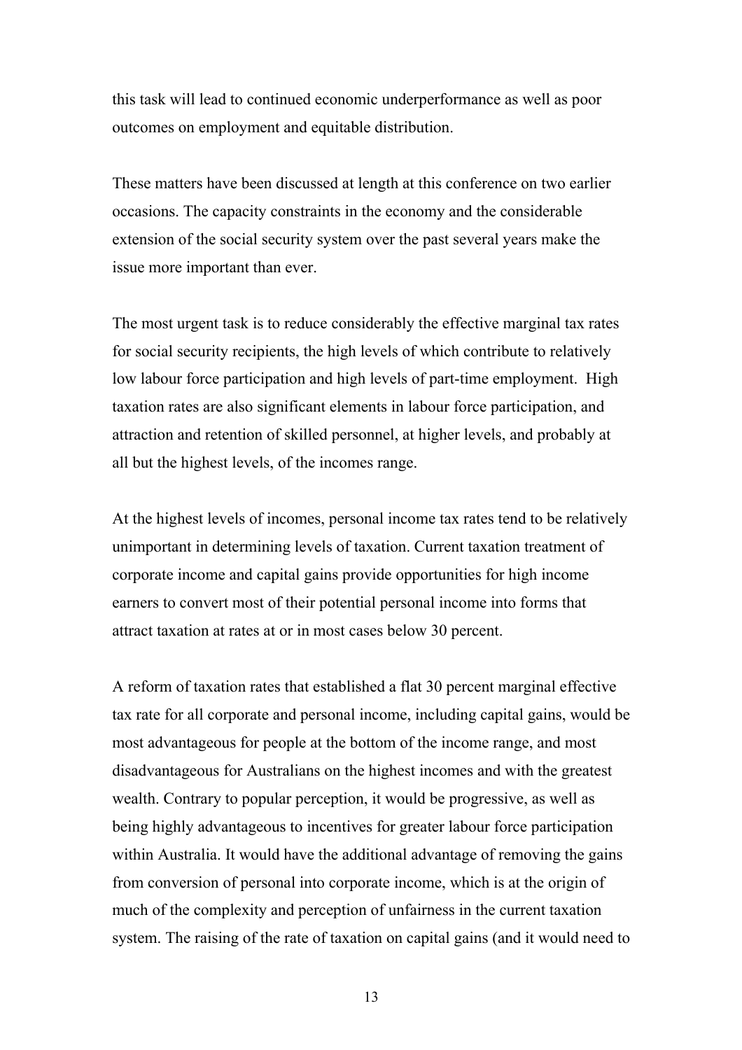this task will lead to continued economic underperformance as well as poor outcomes on employment and equitable distribution.

These matters have been discussed at length at this conference on two earlier occasions. The capacity constraints in the economy and the considerable extension of the social security system over the past several years make the issue more important than ever.

The most urgent task is to reduce considerably the effective marginal tax rates for social security recipients, the high levels of which contribute to relatively low labour force participation and high levels of part-time employment. High taxation rates are also significant elements in labour force participation, and attraction and retention of skilled personnel, at higher levels, and probably at all but the highest levels, of the incomes range.

At the highest levels of incomes, personal income tax rates tend to be relatively unimportant in determining levels of taxation. Current taxation treatment of corporate income and capital gains provide opportunities for high income earners to convert most of their potential personal income into forms that attract taxation at rates at or in most cases below 30 percent.

A reform of taxation rates that established a flat 30 percent marginal effective tax rate for all corporate and personal income, including capital gains, would be most advantageous for people at the bottom of the income range, and most disadvantageous for Australians on the highest incomes and with the greatest wealth. Contrary to popular perception, it would be progressive, as well as being highly advantageous to incentives for greater labour force participation within Australia. It would have the additional advantage of removing the gains from conversion of personal into corporate income, which is at the origin of much of the complexity and perception of unfairness in the current taxation system. The raising of the rate of taxation on capital gains (and it would need to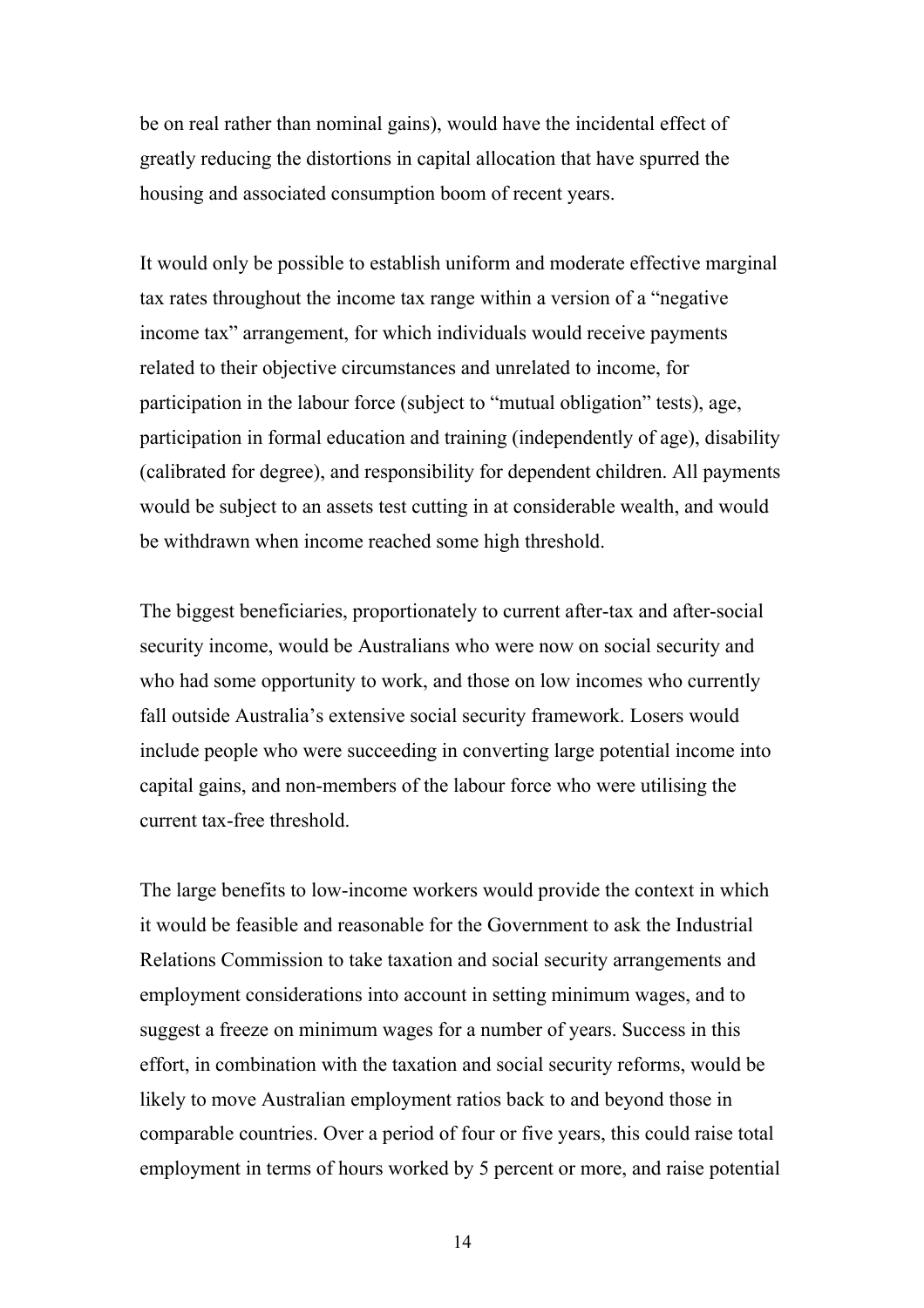be on real rather than nominal gains), would have the incidental effect of greatly reducing the distortions in capital allocation that have spurred the housing and associated consumption boom of recent years.

It would only be possible to establish uniform and moderate effective marginal tax rates throughout the income tax range within a version of a "negative income tax" arrangement, for which individuals would receive payments related to their objective circumstances and unrelated to income, for participation in the labour force (subject to "mutual obligation" tests), age, participation in formal education and training (independently of age), disability (calibrated for degree), and responsibility for dependent children. All payments would be subject to an assets test cutting in at considerable wealth, and would be withdrawn when income reached some high threshold.

The biggest beneficiaries, proportionately to current after-tax and after-social security income, would be Australians who were now on social security and who had some opportunity to work, and those on low incomes who currently fall outside Australia's extensive social security framework. Losers would include people who were succeeding in converting large potential income into capital gains, and non-members of the labour force who were utilising the current tax-free threshold.

The large benefits to low-income workers would provide the context in which it would be feasible and reasonable for the Government to ask the Industrial Relations Commission to take taxation and social security arrangements and employment considerations into account in setting minimum wages, and to suggest a freeze on minimum wages for a number of years. Success in this effort, in combination with the taxation and social security reforms, would be likely to move Australian employment ratios back to and beyond those in comparable countries. Over a period of four or five years, this could raise total employment in terms of hours worked by 5 percent or more, and raise potential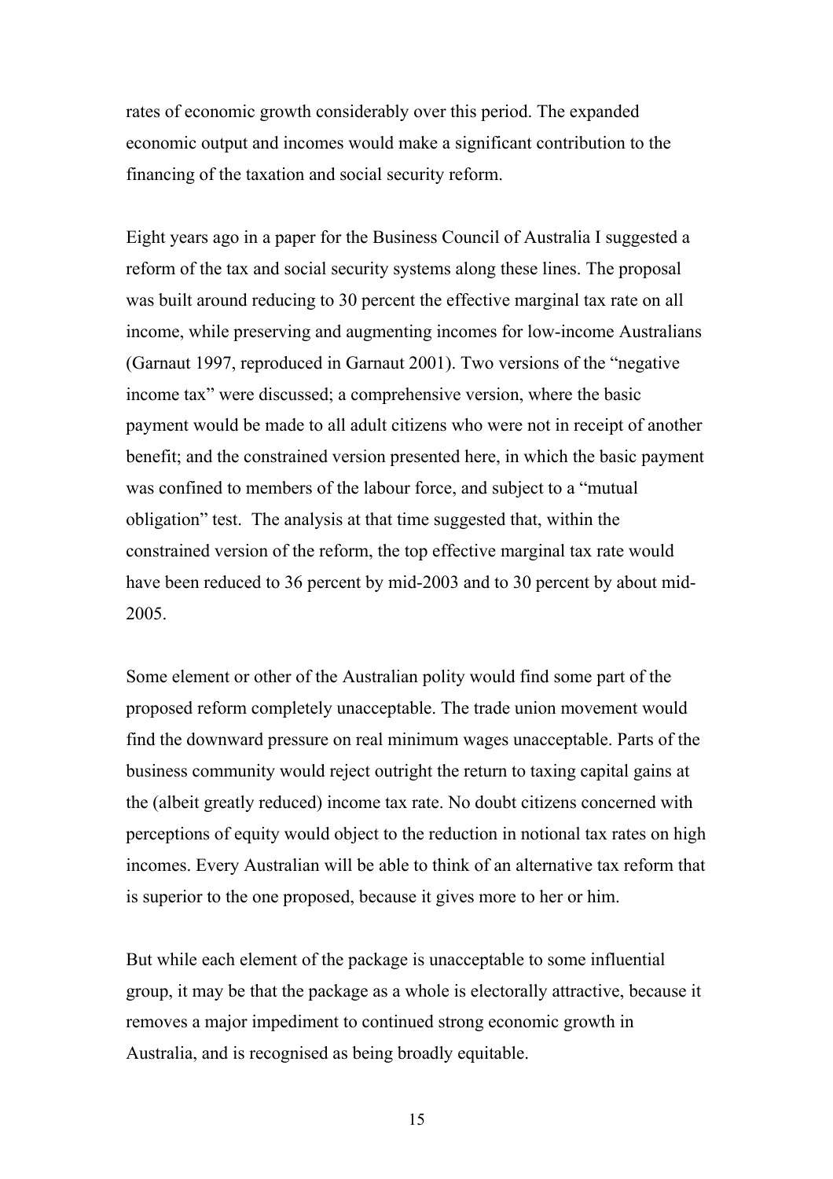rates of economic growth considerably over this period. The expanded economic output and incomes would make a significant contribution to the financing of the taxation and social security reform.

Eight years ago in a paper for the Business Council of Australia I suggested a reform of the tax and social security systems along these lines. The proposal was built around reducing to 30 percent the effective marginal tax rate on all income, while preserving and augmenting incomes for low-income Australians (Garnaut 1997, reproduced in Garnaut 2001). Two versions of the "negative income tax" were discussed; a comprehensive version, where the basic payment would be made to all adult citizens who were not in receipt of another benefit; and the constrained version presented here, in which the basic payment was confined to members of the labour force, and subject to a "mutual obligation" test. The analysis at that time suggested that, within the constrained version of the reform, the top effective marginal tax rate would have been reduced to 36 percent by mid-2003 and to 30 percent by about mid-2005.

Some element or other of the Australian polity would find some part of the proposed reform completely unacceptable. The trade union movement would find the downward pressure on real minimum wages unacceptable. Parts of the business community would reject outright the return to taxing capital gains at the (albeit greatly reduced) income tax rate. No doubt citizens concerned with perceptions of equity would object to the reduction in notional tax rates on high incomes. Every Australian will be able to think of an alternative tax reform that is superior to the one proposed, because it gives more to her or him.

But while each element of the package is unacceptable to some influential group, it may be that the package as a whole is electorally attractive, because it removes a major impediment to continued strong economic growth in Australia, and is recognised as being broadly equitable.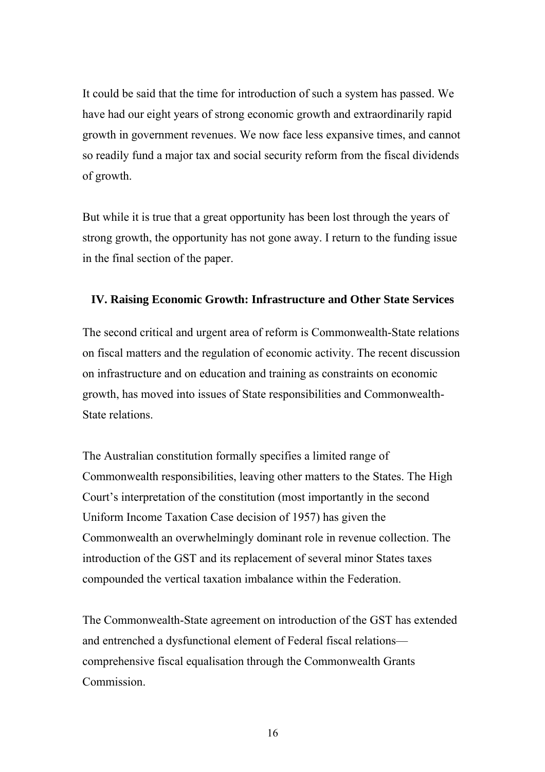It could be said that the time for introduction of such a system has passed. We have had our eight years of strong economic growth and extraordinarily rapid growth in government revenues. We now face less expansive times, and cannot so readily fund a major tax and social security reform from the fiscal dividends of growth.

But while it is true that a great opportunity has been lost through the years of strong growth, the opportunity has not gone away. I return to the funding issue in the final section of the paper.

## IV. Raising Economic Growth: Infrastructure and Other State Services

The second critical and urgent area of reform is Commonwealth-State relations on fiscal matters and the regulation of economic activity. The recent discussion on infrastructure and on education and training as constraints on economic growth, has moved into issues of State responsibilities and Commonwealth-State relations.

The Australian constitution formally specifies a limited range of Commonwealth responsibilities, leaving other matters to the States. The High Court's interpretation of the constitution (most importantly in the second Uniform Income Taxation Case decision of 1957) has given the Commonwealth an overwhelmingly dominant role in revenue collection. The introduction of the GST and its replacement of several minor States taxes compounded the vertical taxation imbalance within the Federation.

The Commonwealth-State agreement on introduction of the GST has extended and entrenched a dysfunctional element of Federal fiscal relations—comprehensive fiscal equalisation through the Commonwealth Grants Commission.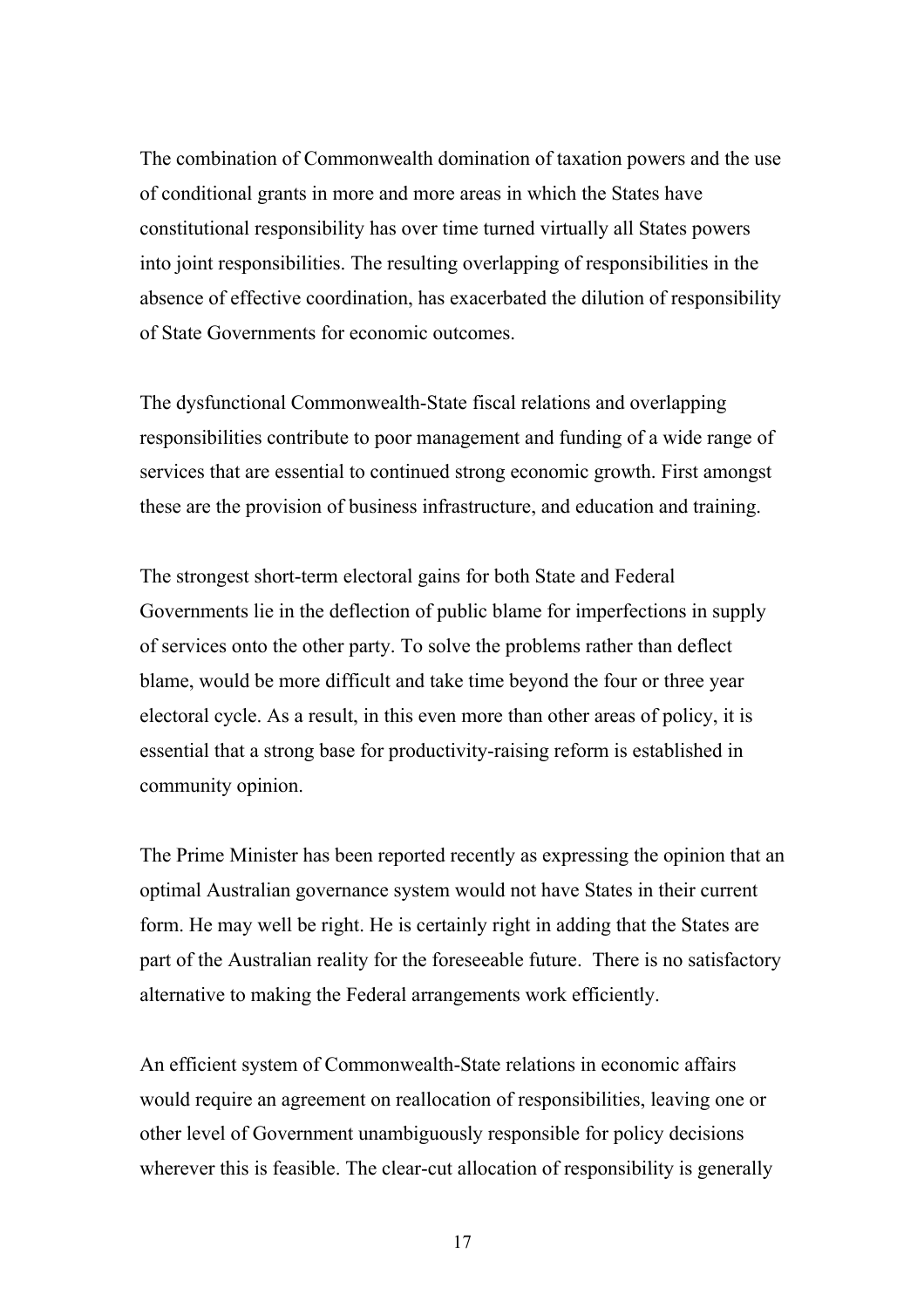The combination of Commonwealth domination of taxation powers and the use of conditional grants in more and more areas in which the States have constitutional responsibility has over time turned virtually all States powers into joint responsibilities. The resulting overlapping of responsibilities in the absence of effective coordination, has exacerbated the dilution of responsibility of State Governments for economic outcomes.

The dysfunctional Commonwealth-State fiscal relations and overlapping responsibilities contribute to poor management and funding of a wide range of services that are essential to continued strong economic growth. First amongst these are the provision of business infrastructure, and education and training.

The strongest short-term electoral gains for both State and Federal Governments lie in the deflection of public blame for imperfections in supply of services onto the other party. To solve the problems rather than deflect blame, would be more difficult and take time beyond the four or three year electoral cycle. As a result, in this even more than other areas of policy, it is essential that a strong base for productivity-raising reform is established in community opinion.

The Prime Minister has been reported recently as expressing the opinion that an optimal Australian governance system would not have States in their current form. He may well be right. He is certainly right in adding that the States are part of the Australian reality for the foreseeable future. There is no satisfactory alternative to making the Federal arrangements work efficiently.

An efficient system of Commonwealth-State relations in economic affairs would require an agreement on reallocation of responsibilities, leaving one or other level of Government unambiguously responsible for policy decisions wherever this is feasible. The clear-cut allocation of responsibility is generally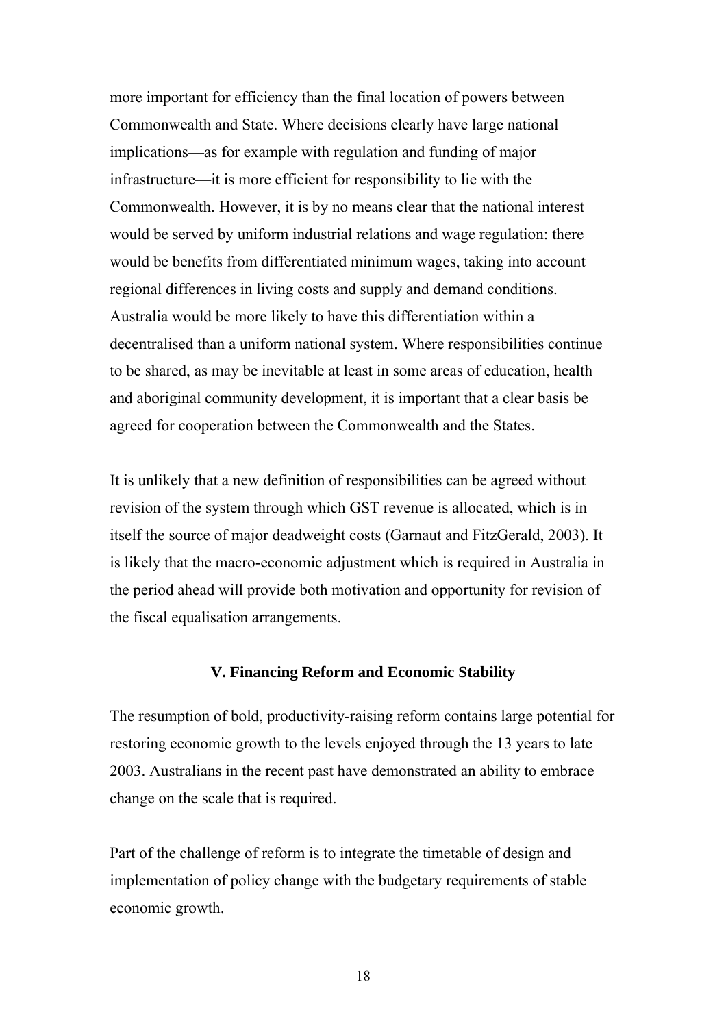more important for efficiency than the final location of powers between Commonwealth and State. Where decisions clearly have large national implications—as for example with regulation and funding of major infrastructure—it is more efficient for responsibility to lie with the Commonwealth. However, it is by no means clear that the national interest would be served by uniform industrial relations and wage regulation: there would be benefits from differentiated minimum wages, taking into account regional differences in living costs and supply and demand conditions. Australia would be more likely to have this differentiation within a decentralised than a uniform national system. Where responsibilities continue to be shared, as may be inevitable at least in some areas of education, health and aboriginal community development, it is important that a clear basis be agreed for cooperation between the Commonwealth and the States.

It is unlikely that a new definition of responsibilities can be agreed without revision of the system through which GST revenue is allocated, which is in itself the source of major deadweight costs (Garnaut and FitzGerald, 2003). It is likely that the macro-economic adjustment which is required in Australia in the period ahead will provide both motivation and opportunity for revision of the fiscal equalisation arrangements.

## V. Financing Reform and Economic Stability

The resumption of bold, productivity-raising reform contains large potential for restoring economic growth to the levels enjoyed through the 13 years to late 2003. Australians in the recent past have demonstrated an ability to embrace change on the scale that is required.

Part of the challenge of reform is to integrate the timetable of design and implementation of policy change with the budgetary requirements of stable economic growth.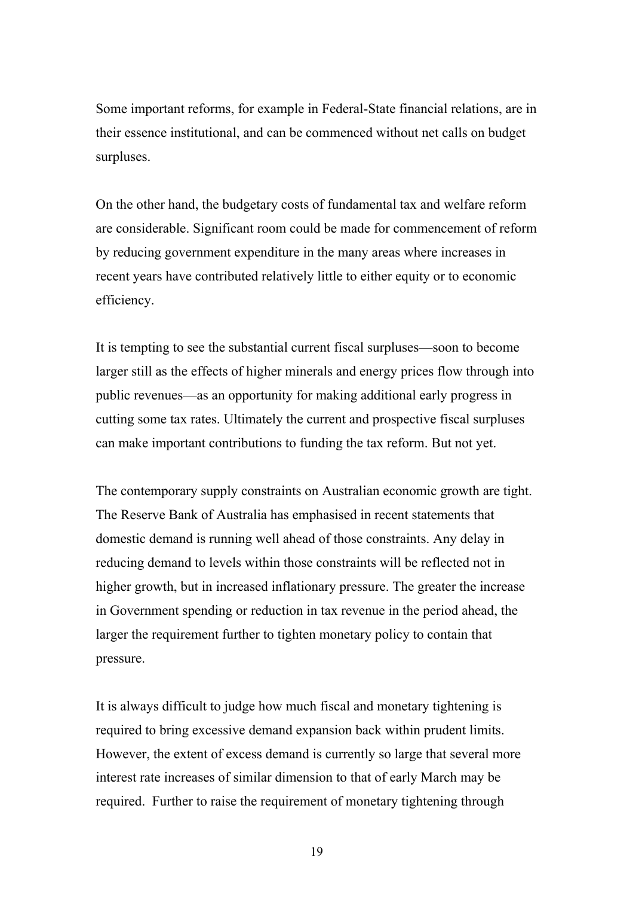Some important reforms, for example in Federal-State financial relations, are in their essence institutional, and can be commenced without net calls on budget surpluses.

On the other hand, the budgetary costs of fundamental tax and welfare reform are considerable. Significant room could be made for commencement of reform by reducing government expenditure in the many areas where increases in recent years have contributed relatively little to either equity or to economic efficiency.

It is tempting to see the substantial current fiscal surpluses—soon to become larger still as the effects of higher minerals and energy prices flow through into public revenues—as an opportunity for making additional early progress in cutting some tax rates. Ultimately the current and prospective fiscal surpluses can make important contributions to funding the tax reform. But not yet.

The contemporary supply constraints on Australian economic growth are tight. The Reserve Bank of Australia has emphasised in recent statements that domestic demand is running well ahead of those constraints. Any delay in reducing demand to levels within those constraints will be reflected not in higher growth, but in increased inflationary pressure. The greater the increase in Government spending or reduction in tax revenue in the period ahead, the larger the requirement further to tighten monetary policy to contain that pressure.

It is always difficult to judge how much fiscal and monetary tightening is required to bring excessive demand expansion back within prudent limits. However, the extent of excess demand is currently so large that several more interest rate increases of similar dimension to that of early March may be required. Further to raise the requirement of monetary tightening through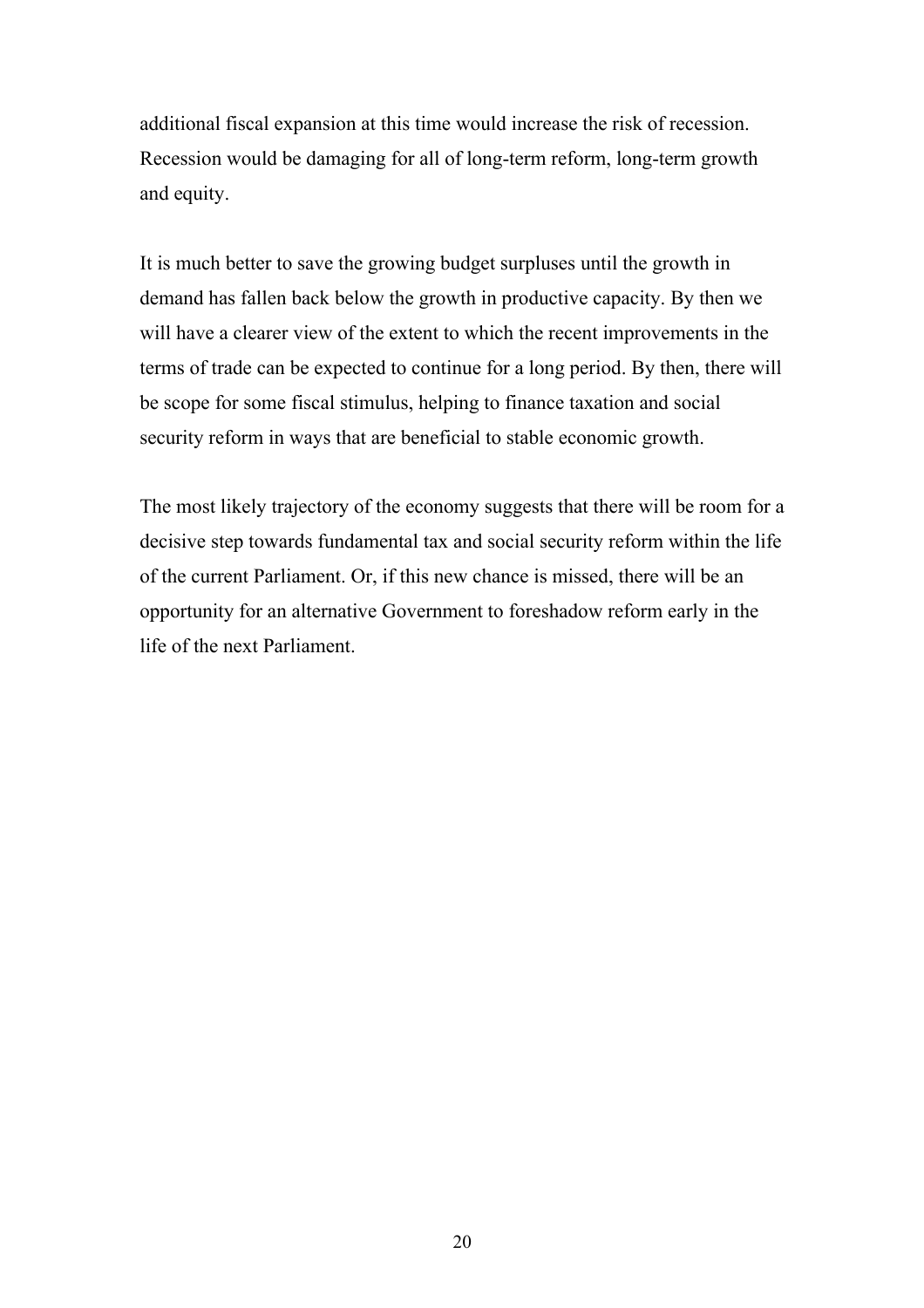additional fiscal expansion at this time would increase the risk of recession. Recession would be damaging for all of long-term reform, long-term growth and equity.

It is much better to save the growing budget surpluses until the growth in demand has fallen back below the growth in productive capacity. By then we will have a clearer view of the extent to which the recent improvements in the terms of trade can be expected to continue for a long period. By then, there will be scope for some fiscal stimulus, helping to finance taxation and social security reform in ways that are beneficial to stable economic growth.

The most likely trajectory of the economy suggests that there will be room for a decisive step towards fundamental tax and social security reform within the life of the current Parliament. Or, if this new chance is missed, there will be an opportunity for an alternative Government to foreshadow reform early in the life of the next Parliament.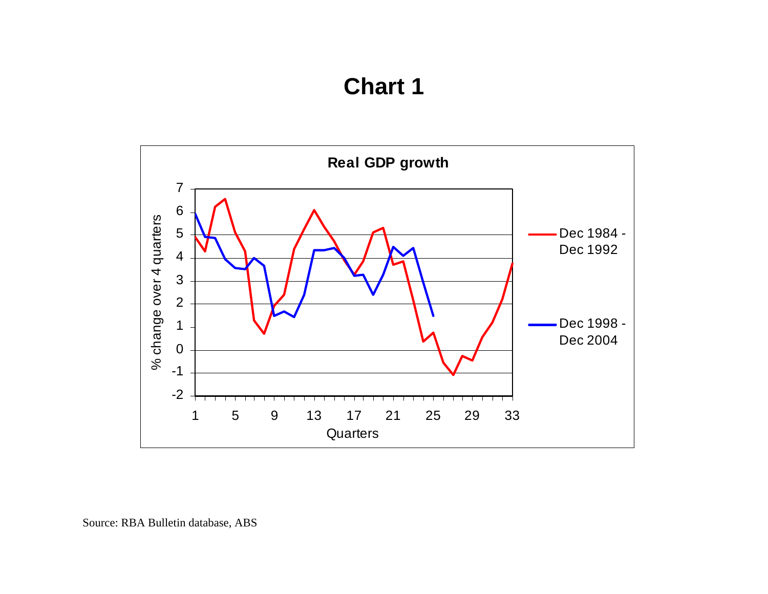# Chart 1

**Real GDP growth**

Source: RBA Bulletin database, ABS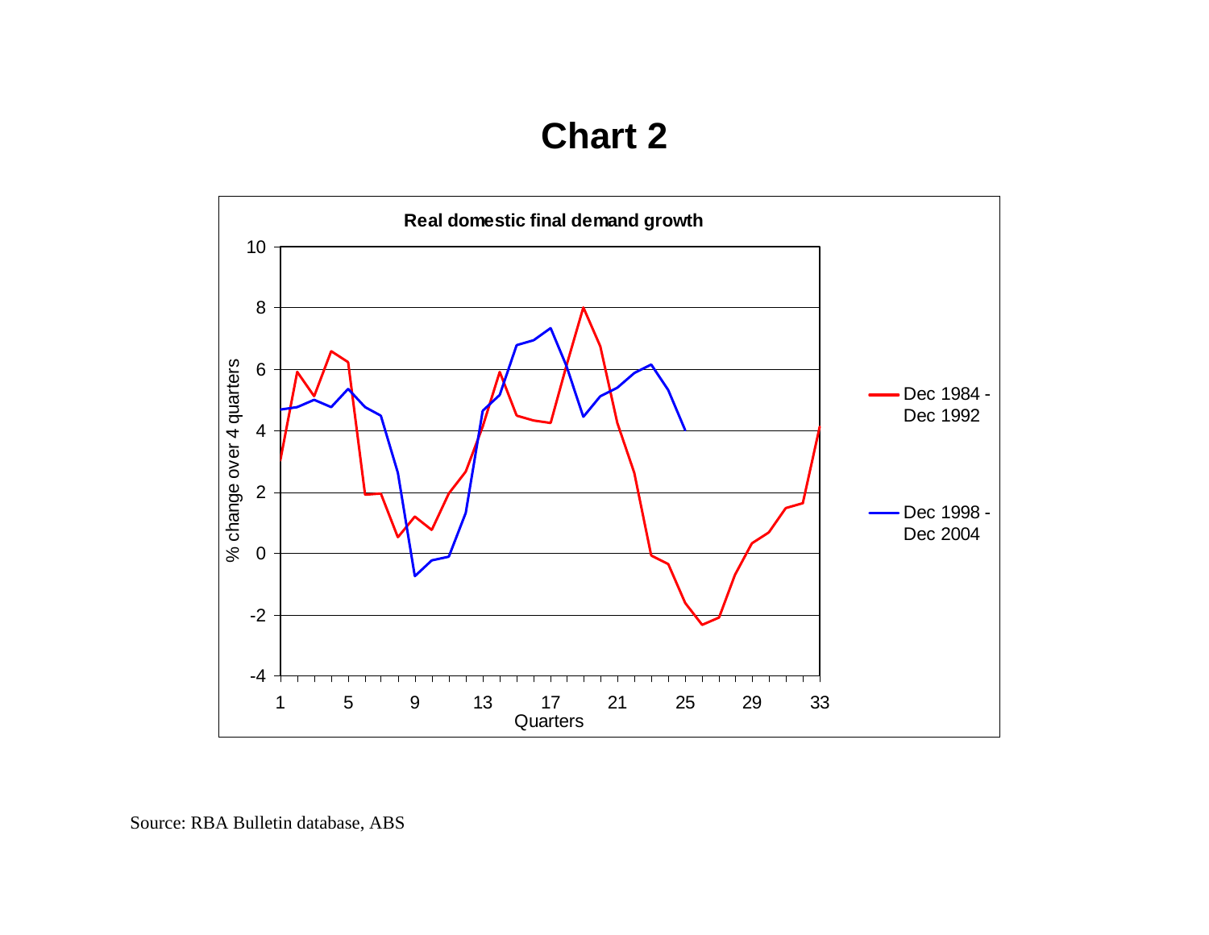# Chart 2

**Real domestic final demand growth**

Source: RBA Bulletin database, ABS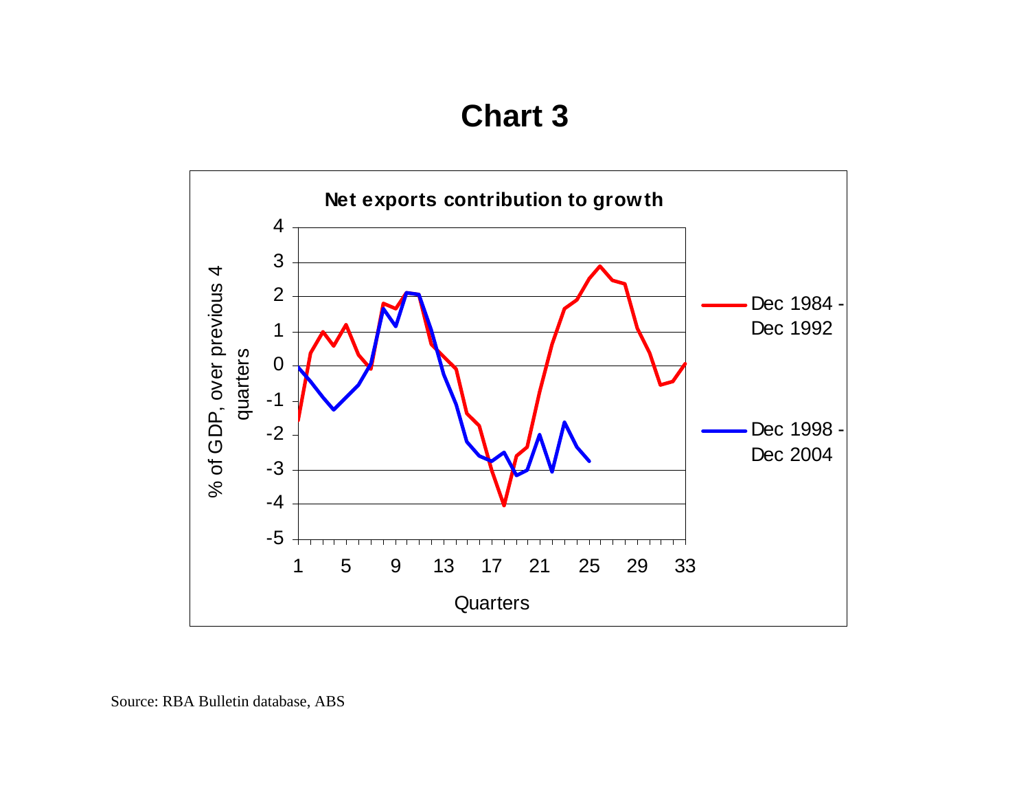# Chart 3

**Net exports contribution to growth**

% of GDP, over previous 4 quarters

Quarters

Dec 1984 - Dec 1992

Dec 1998 - Dec 2004

Source: RBA Bulletin database, ABS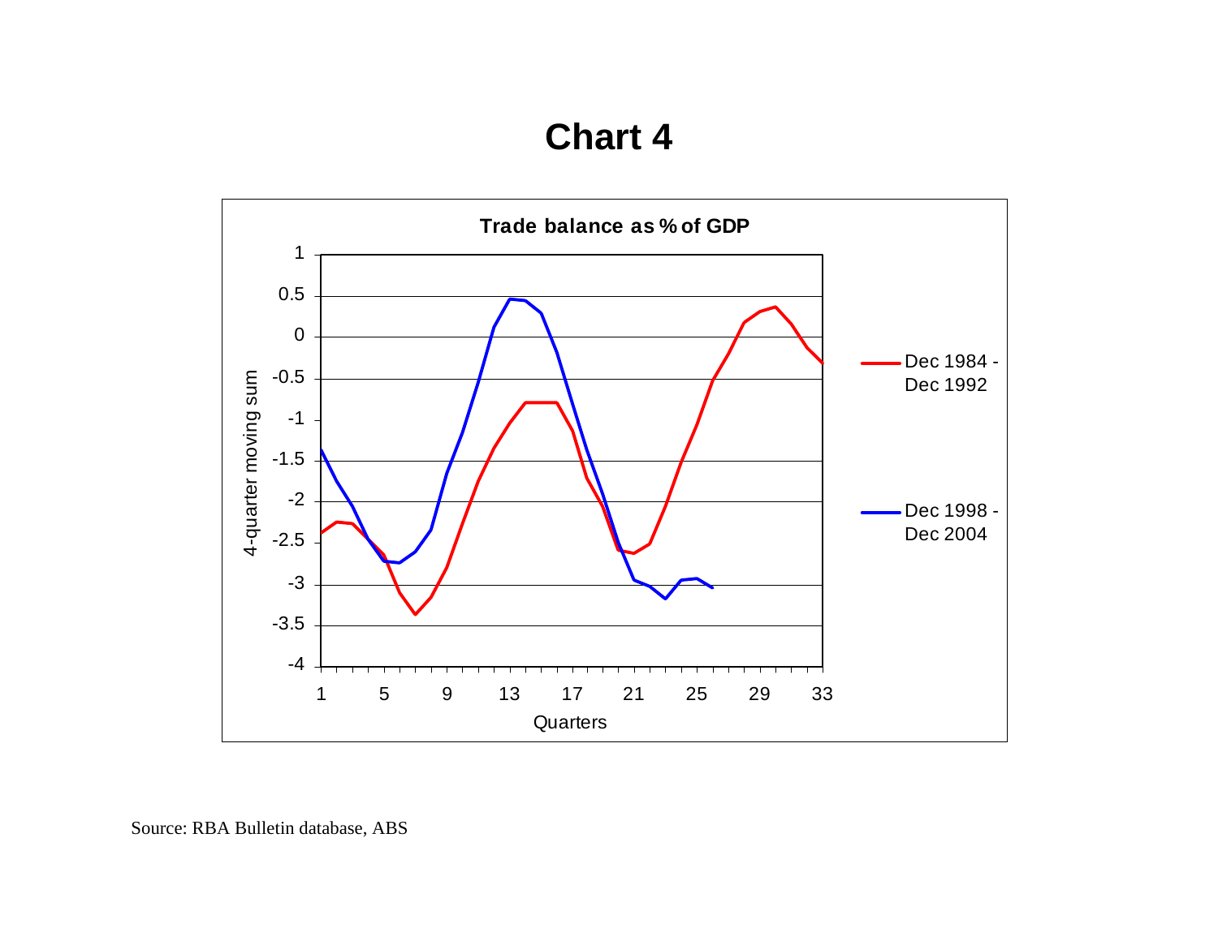# Chart 4

**Trade balance as % of GDP**

Source: RBA Bulletin database, ABS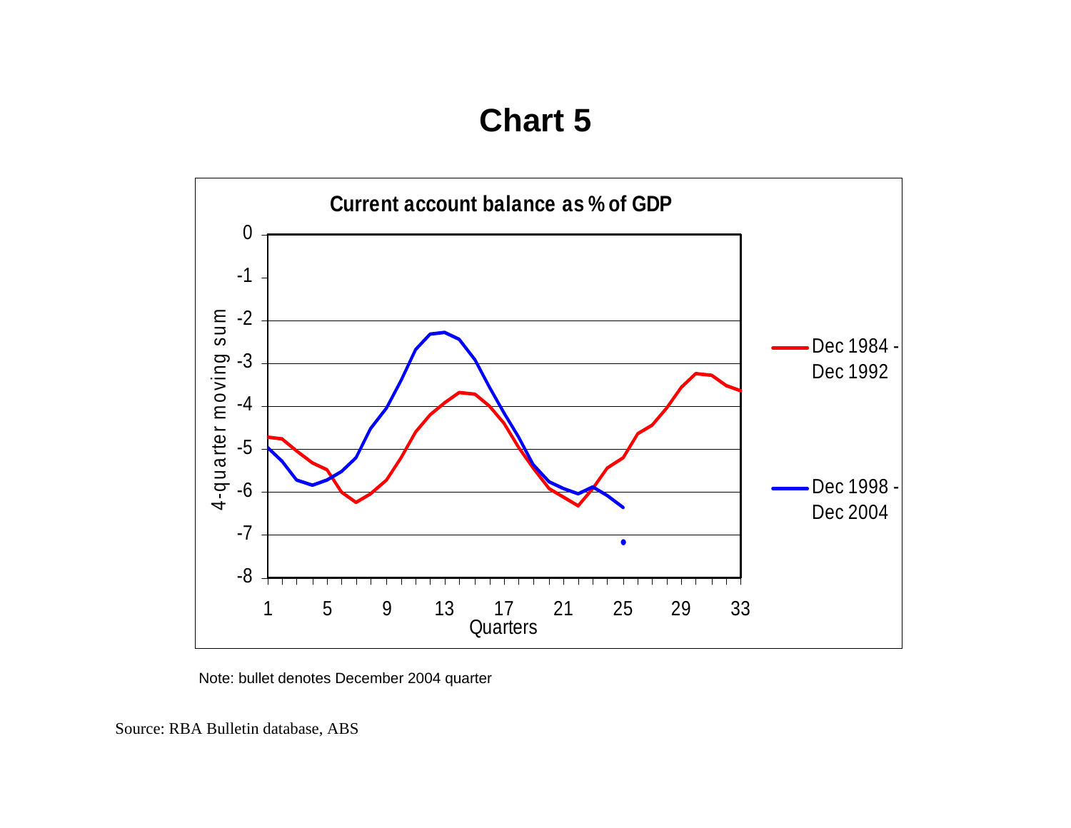# Chart 5

**Current account balance as % of GDP**

4-quarter moving sum

Quarters

Dec 1984 - Dec 1992

Dec 1998 - Dec 2004

Note: bullet denotes December 2004 quarter

Source: RBA Bulletin database, ABS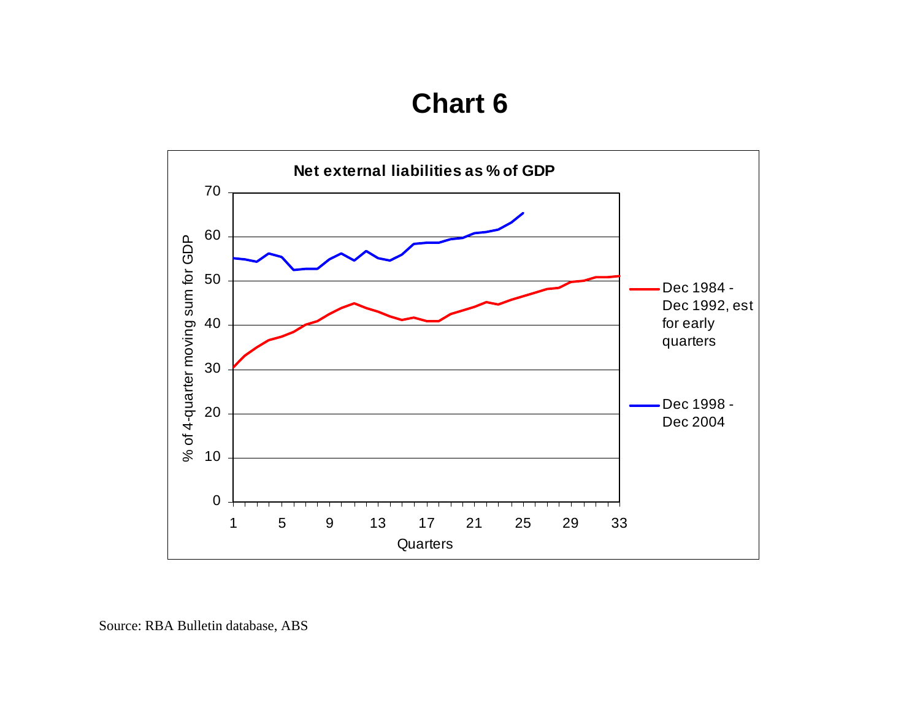# Chart 6

**Net external liabilities as % of GDP**

Source: RBA Bulletin database, ABS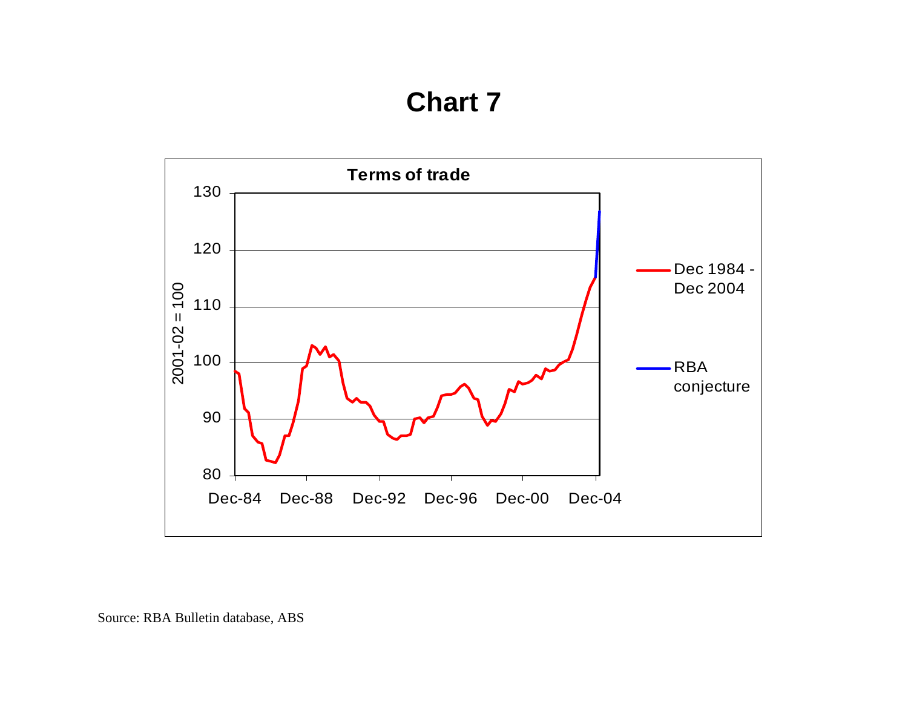# Chart 7

Source: RBA Bulletin database, ABS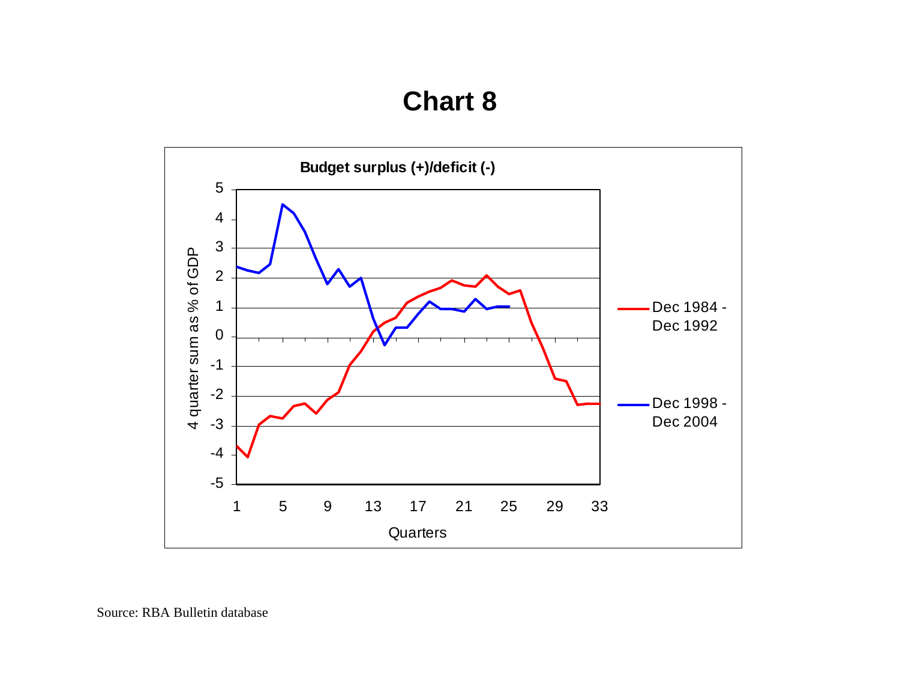# Chart 8

**Budget surplus (+)/deficit (-)**

4 quarter sum as % of GDP

Quarters

Dec 1984 - Dec 1992

Dec 1998 - Dec 2004

Source: RBA Bulletin database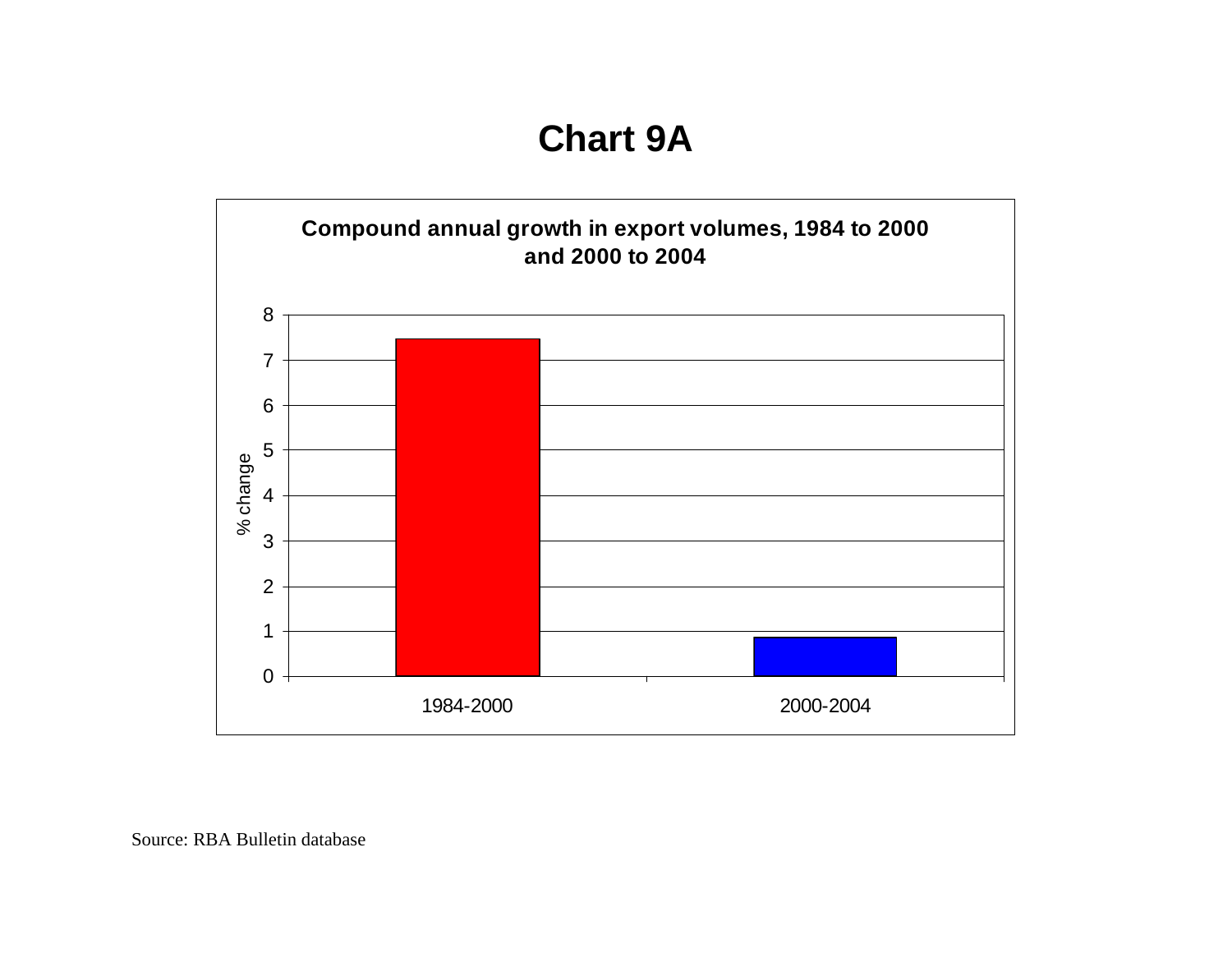# Chart 9A

**Compound annual growth in export volumes, 1984 to 2000 and 2000 to 2004**

Source: RBA Bulletin database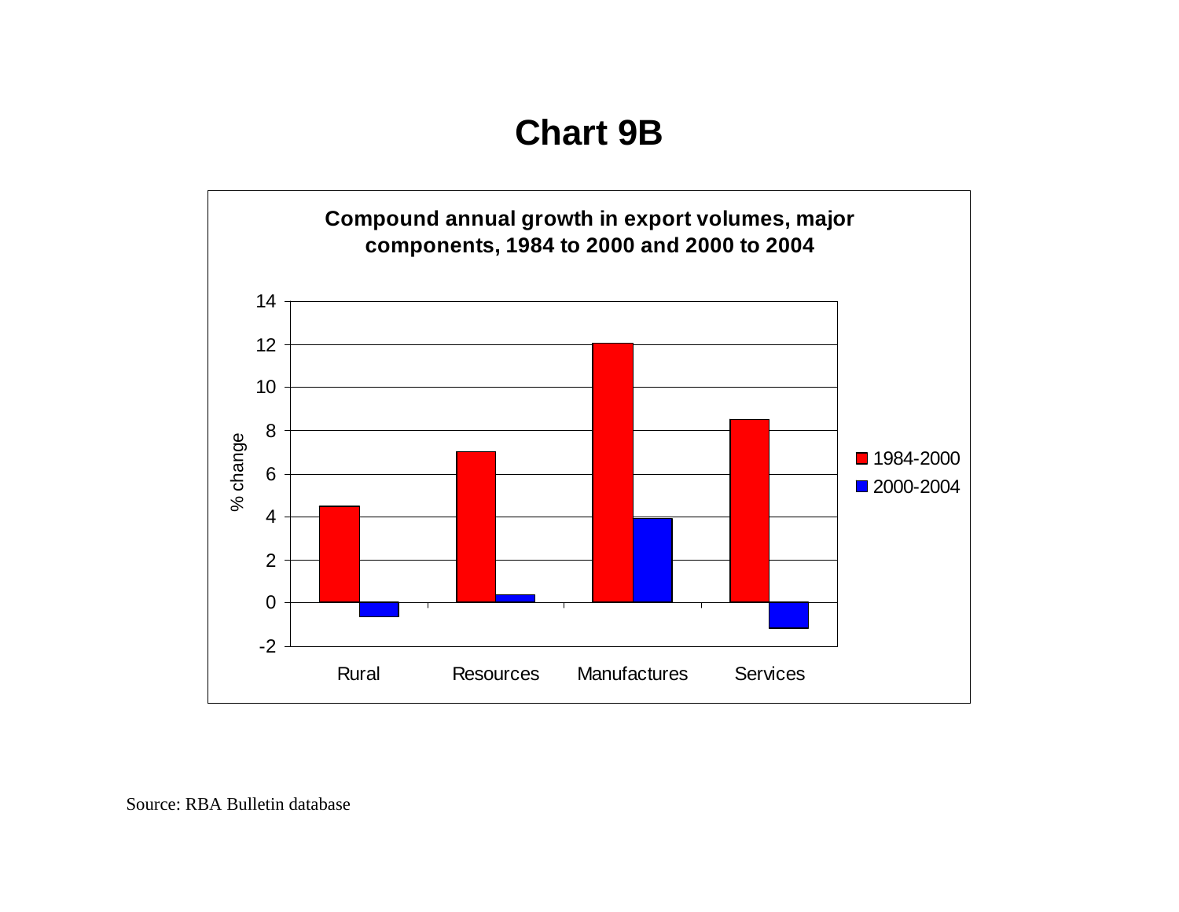# Chart 9B

**Compound annual growth in export volumes, major components, 1984 to 2000 and 2000 to 2004**

| | 1984-2000 | 2000-2004 |
|---|---|---|
| Rural | 4.5 | -0.6 |
| Resources | 7.0 | 0.4 |
| Manufactures | 12.0 | 3.9 |
| Services | 8.5 | -1.2 |

% change

Source: RBA Bulletin database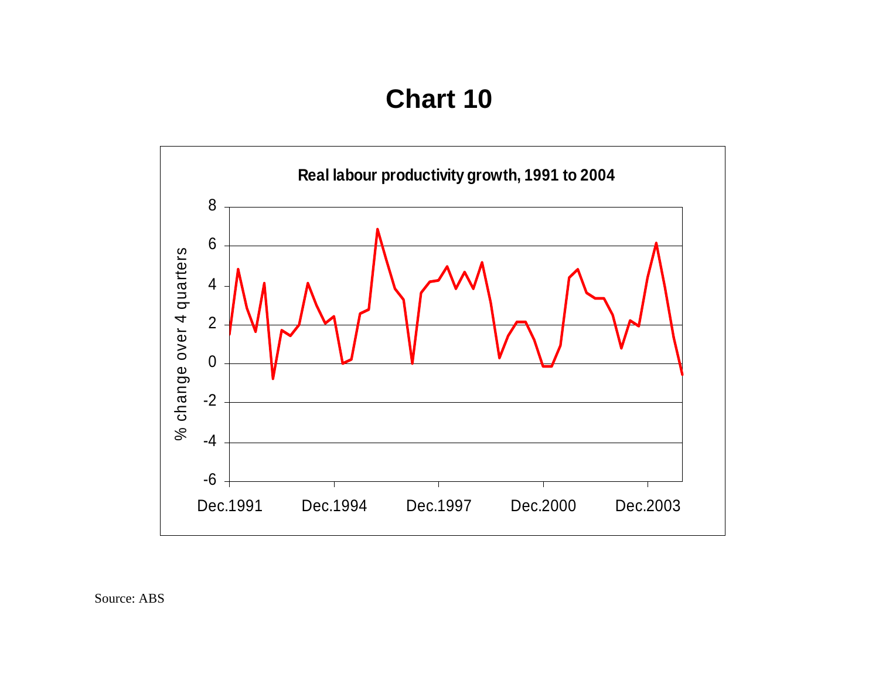# Chart 10

**Real labour productivity growth, 1991 to 2004**

Source: ABS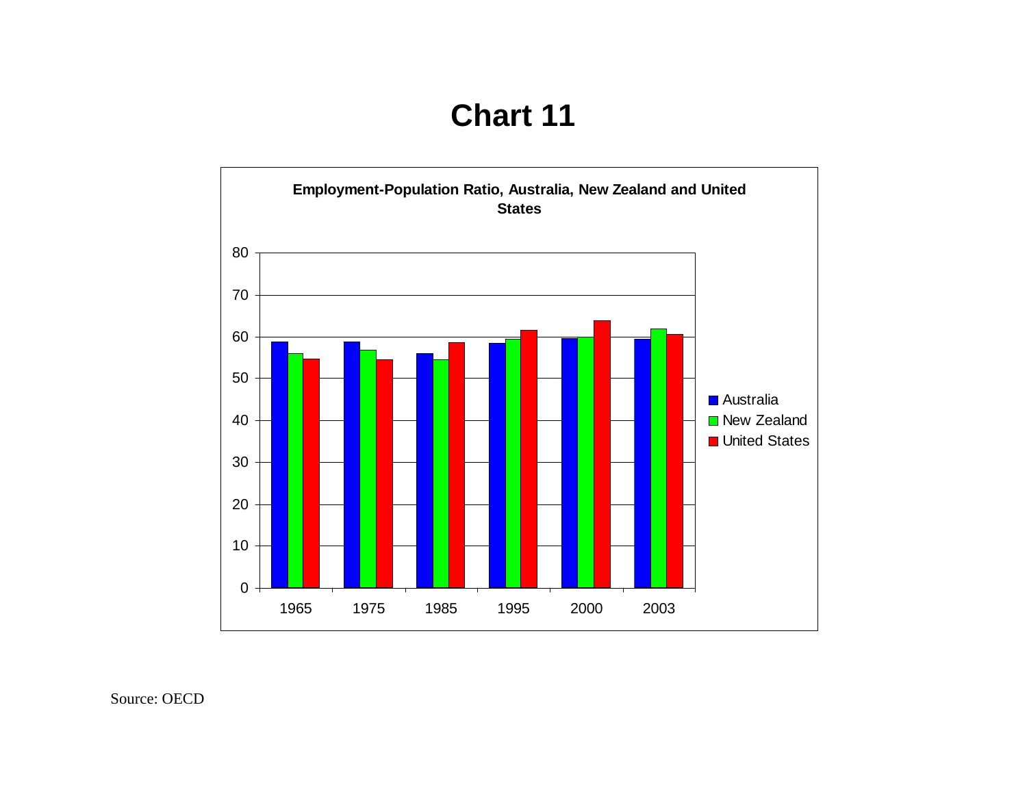# Chart 11

**Employment-Population Ratio, Australia, New Zealand and United States**

Source: OECD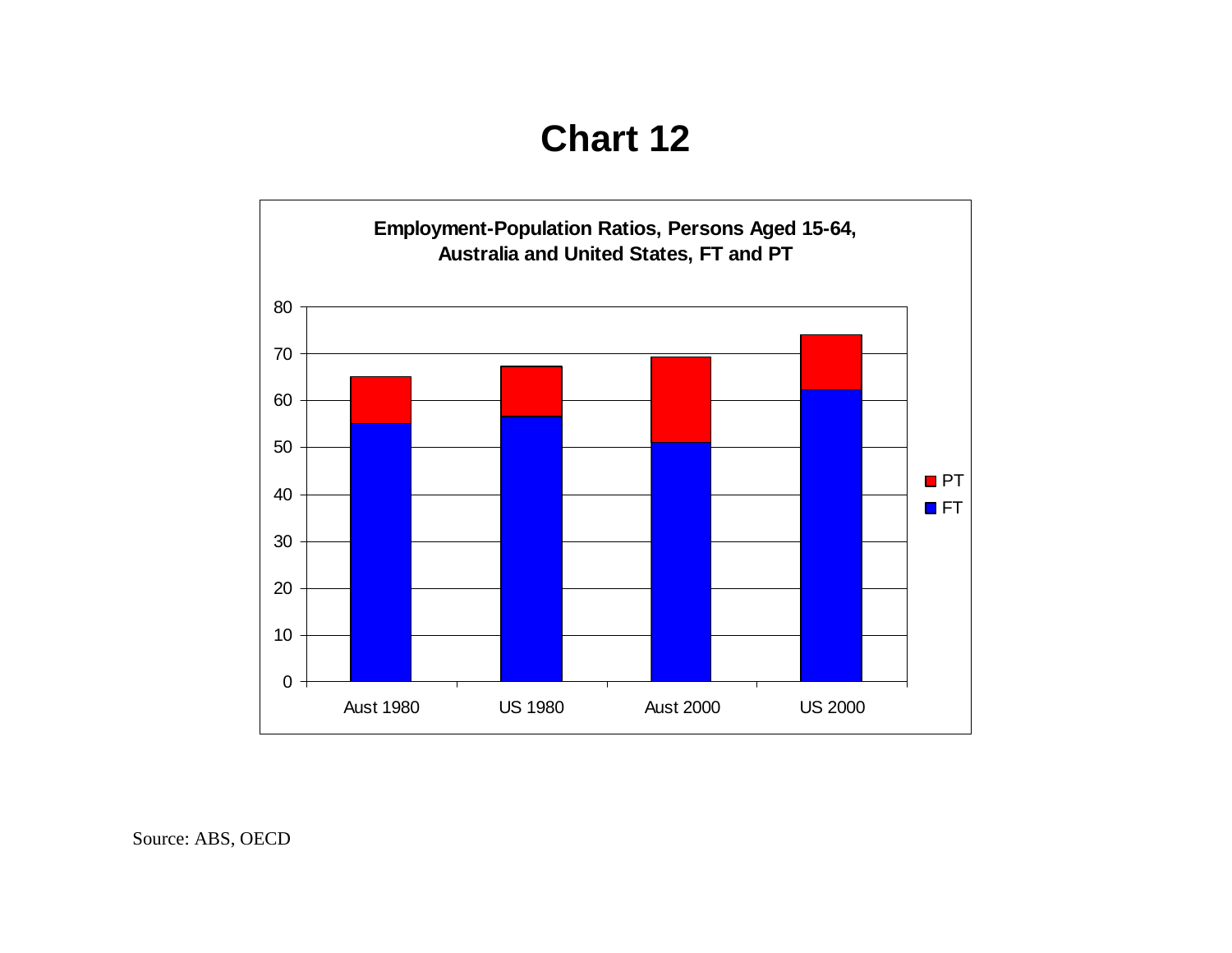# Chart 12

**Employment-Population Ratios, Persons Aged 15-64, Australia and United States, FT and PT**

Source: ABS, OECD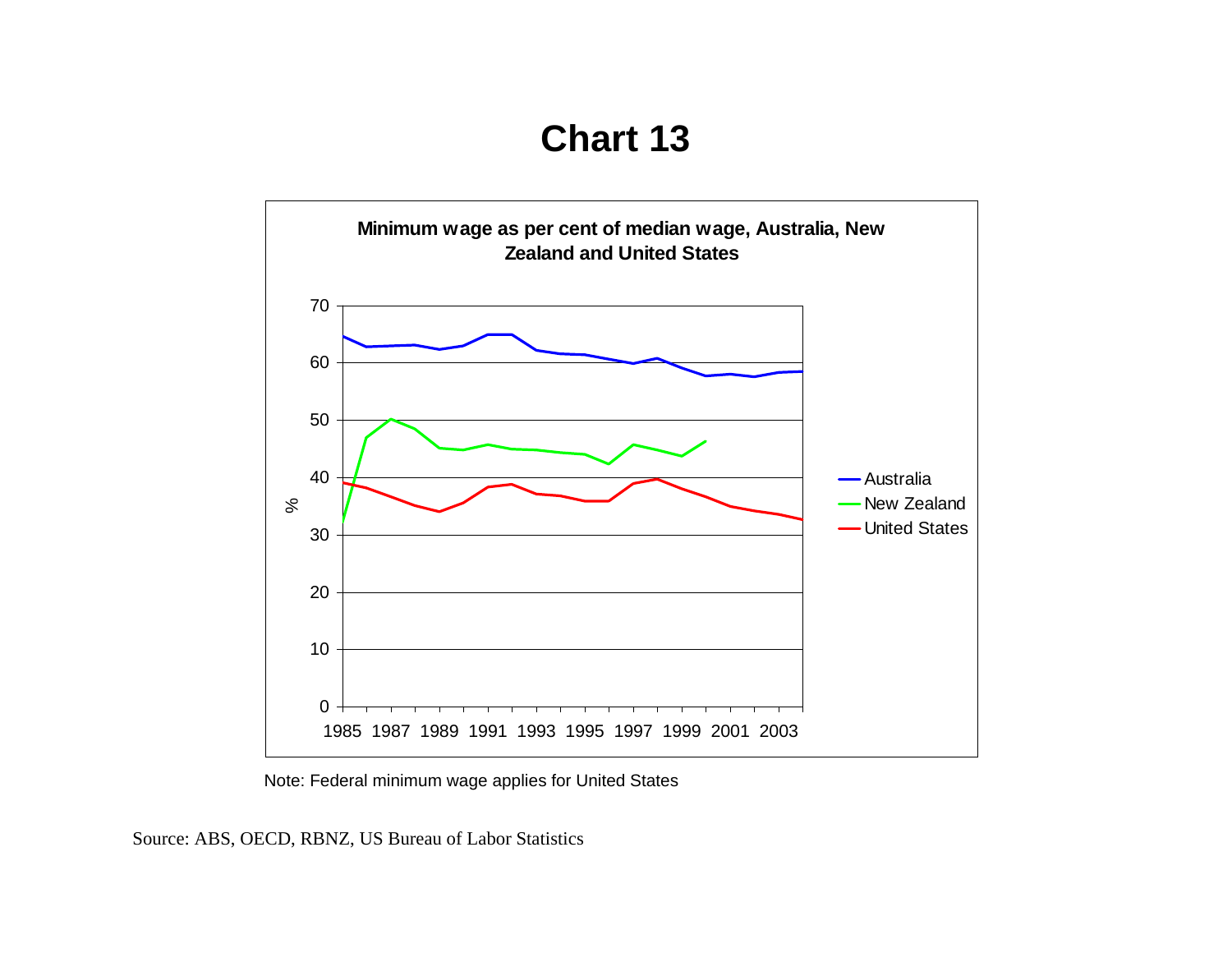# Chart 13

Minimum wage as per cent of median wage, Australia, New Zealand and United States

%

70
60
50
40
30
20
10
0

1985 1987 1989 1991 1993 1995 1997 1999 2001 2003

Australia
New Zealand
United States

Note: Federal minimum wage applies for United States

Source: ABS, OECD, RBNZ, US Bureau of Labor Statistics